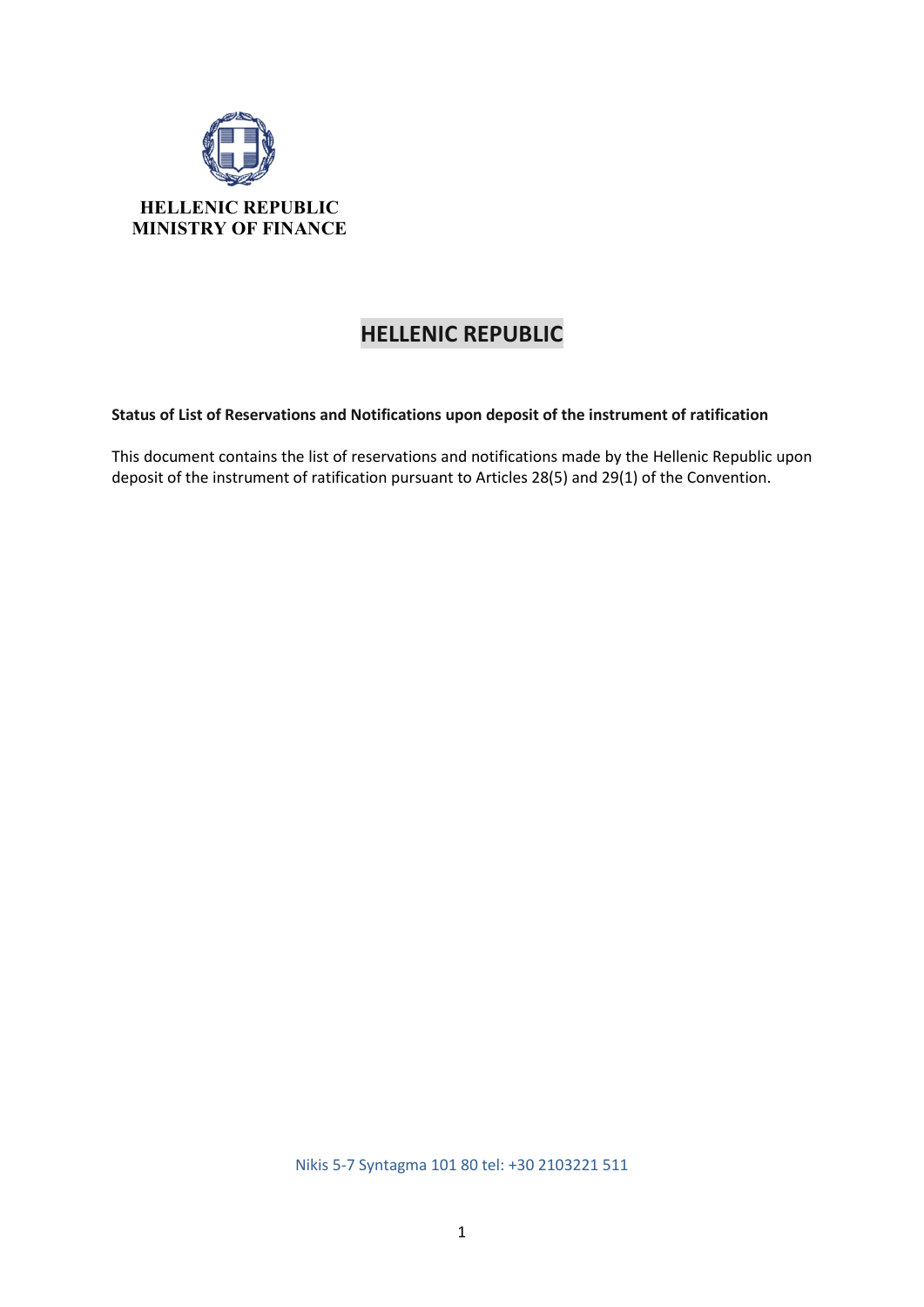HELLENIC REPUBLIC
MINISTRY OF FINANCE

# HELLENIC REPUBLIC

**Status of List of Reservations and Notifications upon deposit of the instrument of ratification**

This document contains the list of reservations and notifications made by the Hellenic Republic upon deposit of the instrument of ratification pursuant to Articles 28(5) and 29(1) of the Convention.

Nikis 5-7 Syntagma 101 80 tel: +30 2103221 511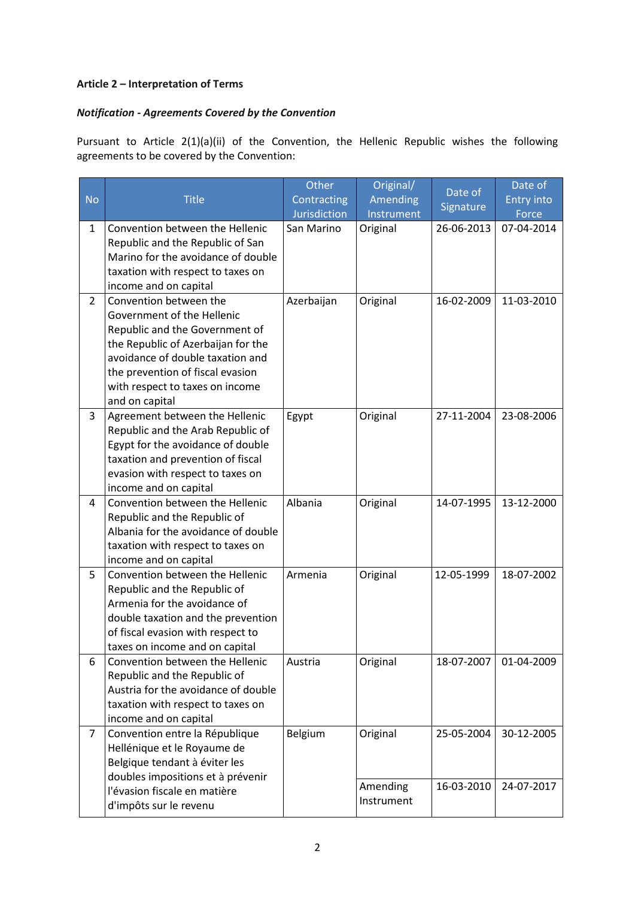**Article 2 – Interpretation of Terms**

***Notification - Agreements Covered by the Convention***

Pursuant to Article 2(1)(a)(ii) of the Convention, the Hellenic Republic wishes the following agreements to be covered by the Convention:

| No | Title | Other Contracting Jurisdiction | Original/ Amending Instrument | Date of Signature | Date of Entry into Force |
|---|---|---|---|---|---|
| 1 | Convention between the Hellenic Republic and the Republic of San Marino for the avoidance of double taxation with respect to taxes on income and on capital | San Marino | Original | 26-06-2013 | 07-04-2014 |
| 2 | Convention between the Government of the Hellenic Republic and the Government of the Republic of Azerbaijan for the avoidance of double taxation and the prevention of fiscal evasion with respect to taxes on income and on capital | Azerbaijan | Original | 16-02-2009 | 11-03-2010 |
| 3 | Agreement between the Hellenic Republic and the Arab Republic of Egypt for the avoidance of double taxation and prevention of fiscal evasion with respect to taxes on income and on capital | Egypt | Original | 27-11-2004 | 23-08-2006 |
| 4 | Convention between the Hellenic Republic and the Republic of Albania for the avoidance of double taxation with respect to taxes on income and on capital | Albania | Original | 14-07-1995 | 13-12-2000 |
| 5 | Convention between the Hellenic Republic and the Republic of Armenia for the avoidance of double taxation and the prevention of fiscal evasion with respect to taxes on income and on capital | Armenia | Original | 12-05-1999 | 18-07-2002 |
| 6 | Convention between the Hellenic Republic and the Republic of Austria for the avoidance of double taxation with respect to taxes on income and on capital | Austria | Original | 18-07-2007 | 01-04-2009 |
| 7 | Convention entre la République Hellénique et le Royaume de Belgique tendant à éviter les doubles impositions et à prévenir l'évasion fiscale en matière d'impôts sur le revenu | Belgium | Original | 25-05-2004 | 30-12-2005 |
| | | | Amending Instrument | 16-03-2010 | 24-07-2017 |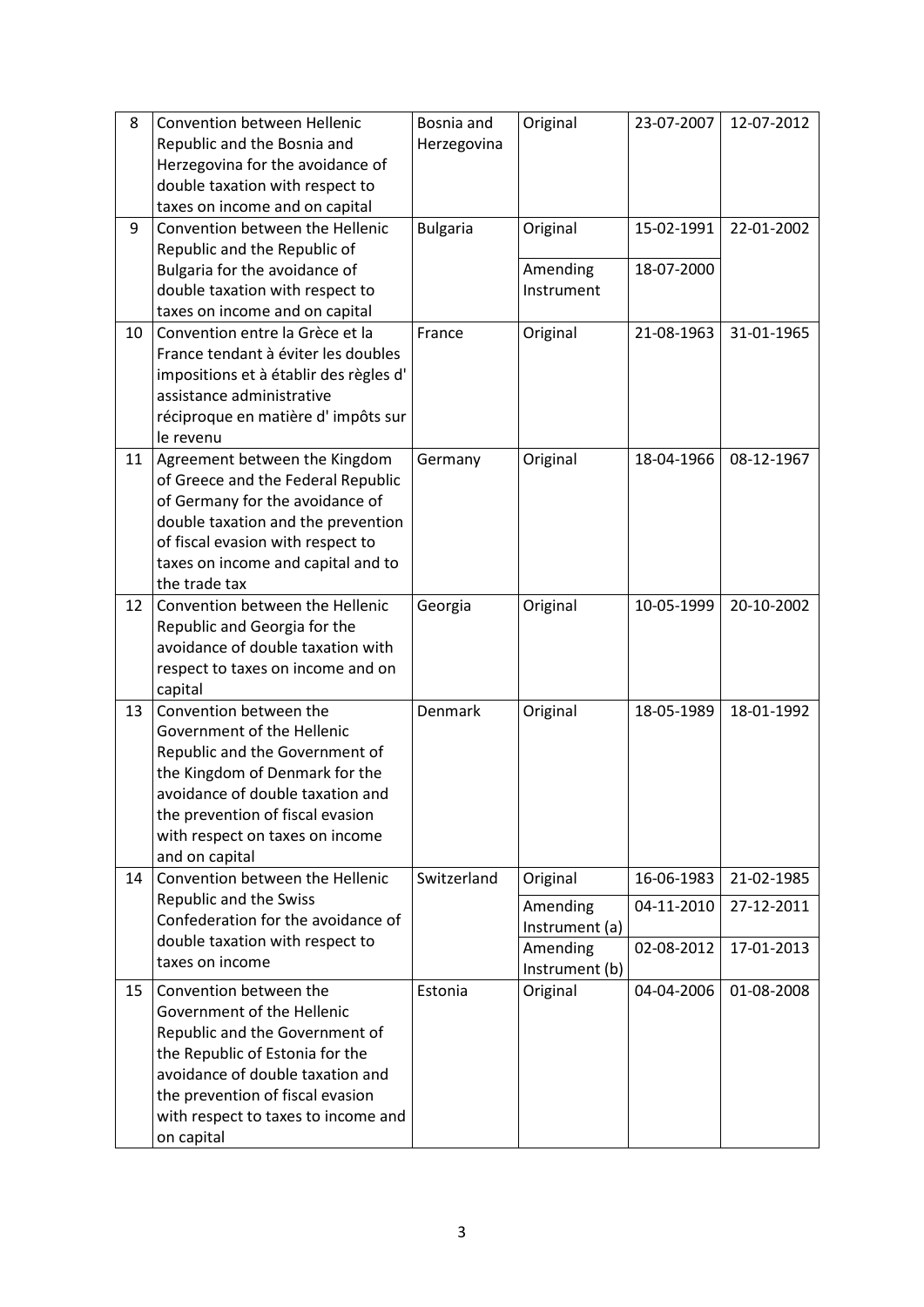| | | | | | |
|---|---|---|---|---|---|
| 8 | Convention between Hellenic Republic and the Bosnia and Herzegovina for the avoidance of double taxation with respect to taxes on income and on capital | Bosnia and Herzegovina | Original | 23-07-2007 | 12-07-2012 |
| 9 | Convention between the Hellenic Republic and the Republic of Bulgaria for the avoidance of double taxation with respect to taxes on income and on capital | Bulgaria | Original | 15-02-1991 | 22-01-2002 |
| | | | Amending Instrument | 18-07-2000 | |
| 10 | Convention entre la Grèce et la France tendant à éviter les doubles impositions et à établir des règles d' assistance administrative réciproque en matière d' impôts sur le revenu | France | Original | 21-08-1963 | 31-01-1965 |
| 11 | Agreement between the Kingdom of Greece and the Federal Republic of Germany for the avoidance of double taxation and the prevention of fiscal evasion with respect to taxes on income and capital and to the trade tax | Germany | Original | 18-04-1966 | 08-12-1967 |
| 12 | Convention between the Hellenic Republic and Georgia for the avoidance of double taxation with respect to taxes on income and on capital | Georgia | Original | 10-05-1999 | 20-10-2002 |
| 13 | Convention between the Government of the Hellenic Republic and the Government of the Kingdom of Denmark for the avoidance of double taxation and the prevention of fiscal evasion with respect on taxes on income and on capital | Denmark | Original | 18-05-1989 | 18-01-1992 |
| 14 | Convention between the Hellenic Republic and the Swiss Confederation for the avoidance of double taxation with respect to taxes on income | Switzerland | Original | 16-06-1983 | 21-02-1985 |
| | | | Amending Instrument (a) | 04-11-2010 | 27-12-2011 |
| | | | Amending Instrument (b) | 02-08-2012 | 17-01-2013 |
| 15 | Convention between the Government of the Hellenic Republic and the Government of the Republic of Estonia for the avoidance of double taxation and the prevention of fiscal evasion with respect to taxes to income and on capital | Estonia | Original | 04-04-2006 | 01-08-2008 |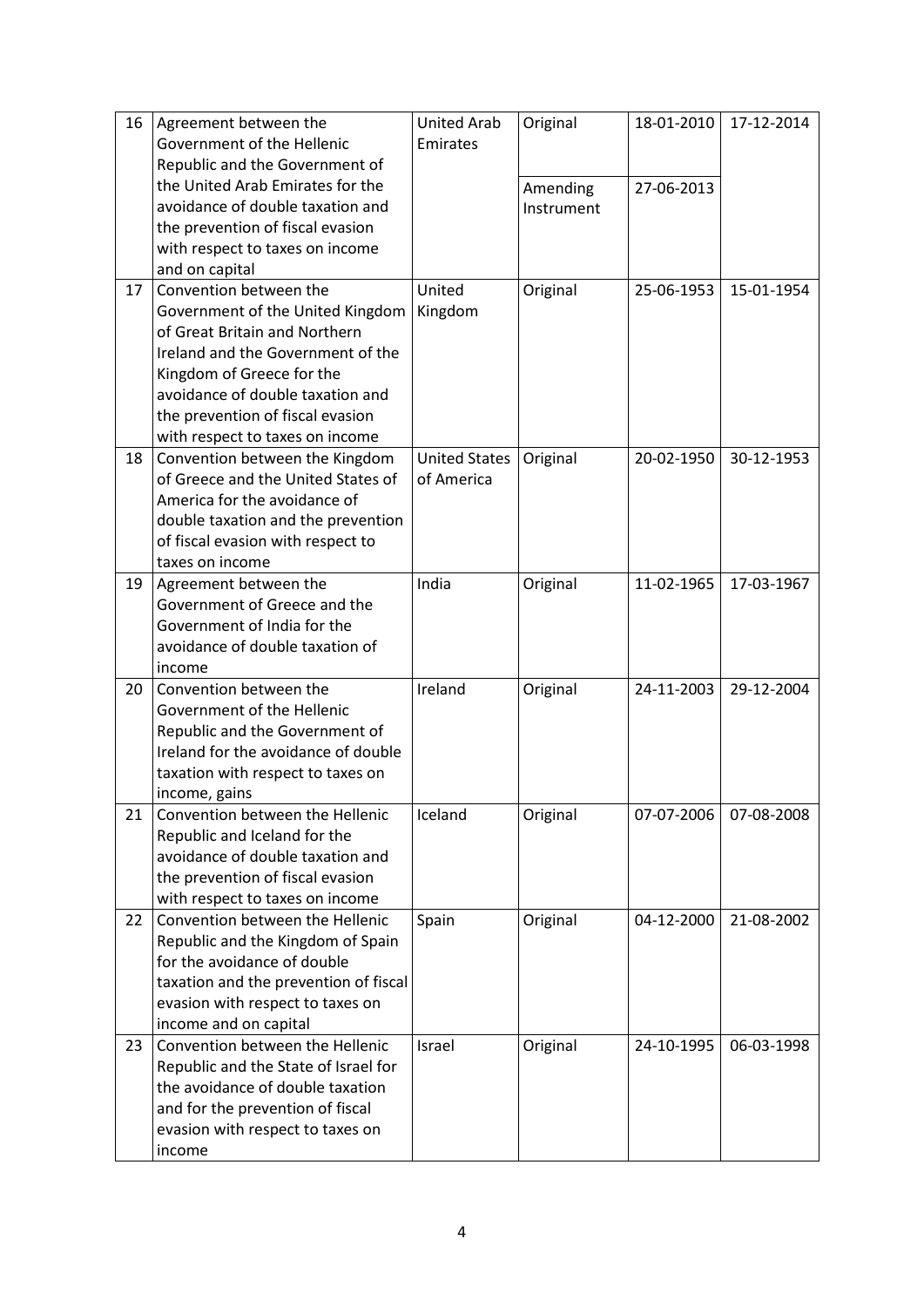| | | | | | |
|---|---|---|---|---|---|
| 16 | Agreement between the Government of the Hellenic Republic and the Government of the United Arab Emirates for the avoidance of double taxation and the prevention of fiscal evasion with respect to taxes on income and on capital | United Arab Emirates | Original | 18-01-2010 | 17-12-2014 |
| | | | Amending Instrument | 27-06-2013 | |
| 17 | Convention between the Government of the United Kingdom of Great Britain and Northern Ireland and the Government of the Kingdom of Greece for the avoidance of double taxation and the prevention of fiscal evasion with respect to taxes on income | United Kingdom | Original | 25-06-1953 | 15-01-1954 |
| 18 | Convention between the Kingdom of Greece and the United States of America for the avoidance of double taxation and the prevention of fiscal evasion with respect to taxes on income | United States of America | Original | 20-02-1950 | 30-12-1953 |
| 19 | Agreement between the Government of Greece and the Government of India for the avoidance of double taxation of income | India | Original | 11-02-1965 | 17-03-1967 |
| 20 | Convention between the Government of the Hellenic Republic and the Government of Ireland for the avoidance of double taxation with respect to taxes on income, gains | Ireland | Original | 24-11-2003 | 29-12-2004 |
| 21 | Convention between the Hellenic Republic and Iceland for the avoidance of double taxation and the prevention of fiscal evasion with respect to taxes on income | Iceland | Original | 07-07-2006 | 07-08-2008 |
| 22 | Convention between the Hellenic Republic and the Kingdom of Spain for the avoidance of double taxation and the prevention of fiscal evasion with respect to taxes on income and on capital | Spain | Original | 04-12-2000 | 21-08-2002 |
| 23 | Convention between the Hellenic Republic and the State of Israel for the avoidance of double taxation and for the prevention of fiscal evasion with respect to taxes on income | Israel | Original | 24-10-1995 | 06-03-1998 |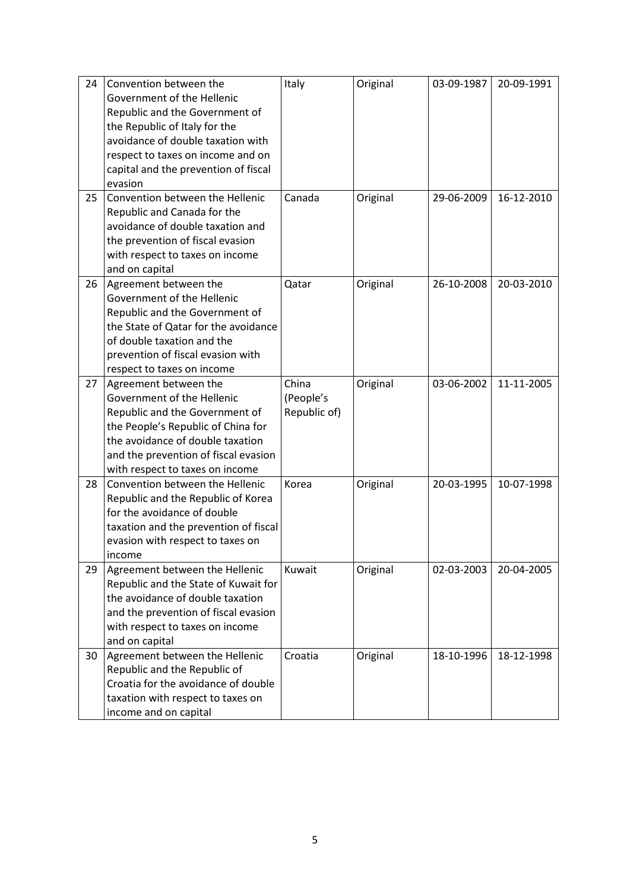| | | | | | |
|---|---|---|---|---|---|
| 24 | Convention between the Government of the Hellenic Republic and the Government of the Republic of Italy for the avoidance of double taxation with respect to taxes on income and on capital and the prevention of fiscal evasion | Italy | Original | 03-09-1987 | 20-09-1991 |
| 25 | Convention between the Hellenic Republic and Canada for the avoidance of double taxation and the prevention of fiscal evasion with respect to taxes on income and on capital | Canada | Original | 29-06-2009 | 16-12-2010 |
| 26 | Agreement between the Government of the Hellenic Republic and the Government of the State of Qatar for the avoidance of double taxation and the prevention of fiscal evasion with respect to taxes on income | Qatar | Original | 26-10-2008 | 20-03-2010 |
| 27 | Agreement between the Government of the Hellenic Republic and the Government of the People's Republic of China for the avoidance of double taxation and the prevention of fiscal evasion with respect to taxes on income | China (People's Republic of) | Original | 03-06-2002 | 11-11-2005 |
| 28 | Convention between the Hellenic Republic and the Republic of Korea for the avoidance of double taxation and the prevention of fiscal evasion with respect to taxes on income | Korea | Original | 20-03-1995 | 10-07-1998 |
| 29 | Agreement between the Hellenic Republic and the State of Kuwait for the avoidance of double taxation and the prevention of fiscal evasion with respect to taxes on income and on capital | Kuwait | Original | 02-03-2003 | 20-04-2005 |
| 30 | Agreement between the Hellenic Republic and the Republic of Croatia for the avoidance of double taxation with respect to taxes on income and on capital | Croatia | Original | 18-10-1996 | 18-12-1998 |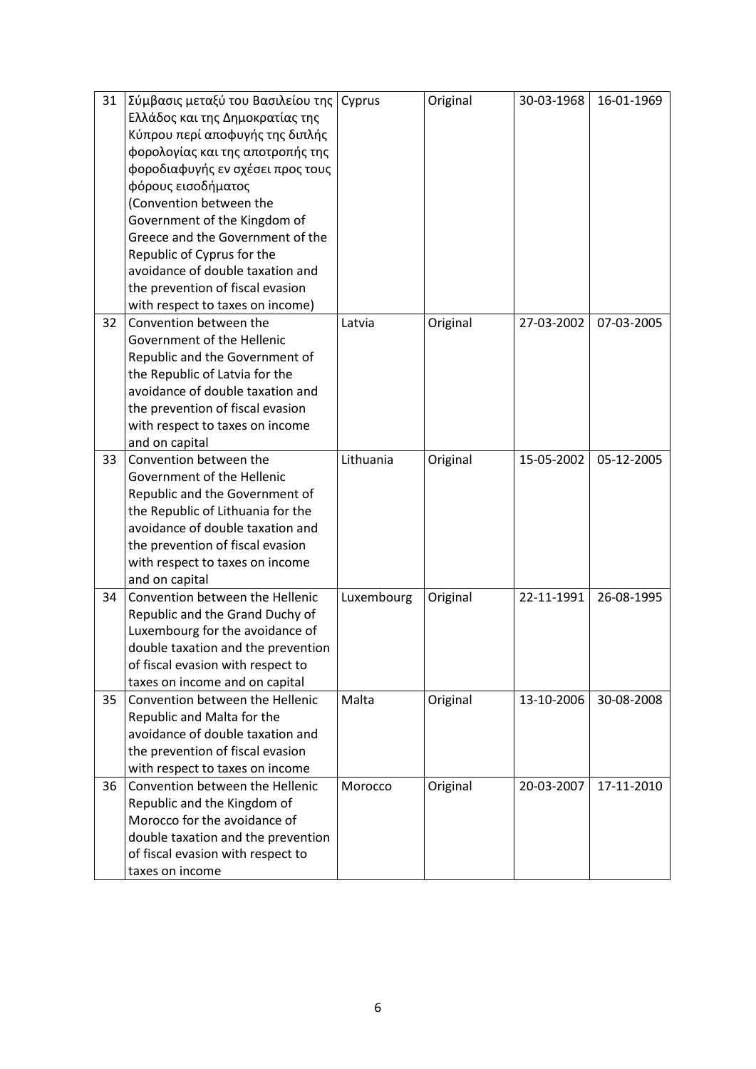| | | | | | |
|---|---|---|---|---|---|
| 31 | Σύμβασις μεταξύ του Βασιλείου της Ελλάδος και της Δημοκρατίας της Κύπρου περί αποφυγής της διπλής φορολογίας και της αποτροπής της φοροδιαφυγής εν σχέσει προς τους φόρους εισοδήματος (Convention between the Government of the Kingdom of Greece and the Government of the Republic of Cyprus for the avoidance of double taxation and the prevention of fiscal evasion with respect to taxes on income) | Cyprus | Original | 30-03-1968 | 16-01-1969 |
| 32 | Convention between the Government of the Hellenic Republic and the Government of the Republic of Latvia for the avoidance of double taxation and the prevention of fiscal evasion with respect to taxes on income and on capital | Latvia | Original | 27-03-2002 | 07-03-2005 |
| 33 | Convention between the Government of the Hellenic Republic and the Government of the Republic of Lithuania for the avoidance of double taxation and the prevention of fiscal evasion with respect to taxes on income and on capital | Lithuania | Original | 15-05-2002 | 05-12-2005 |
| 34 | Convention between the Hellenic Republic and the Grand Duchy of Luxembourg for the avoidance of double taxation and the prevention of fiscal evasion with respect to taxes on income and on capital | Luxembourg | Original | 22-11-1991 | 26-08-1995 |
| 35 | Convention between the Hellenic Republic and Malta for the avoidance of double taxation and the prevention of fiscal evasion with respect to taxes on income | Malta | Original | 13-10-2006 | 30-08-2008 |
| 36 | Convention between the Hellenic Republic and the Kingdom of Morocco for the avoidance of double taxation and the prevention of fiscal evasion with respect to taxes on income | Morocco | Original | 20-03-2007 | 17-11-2010 |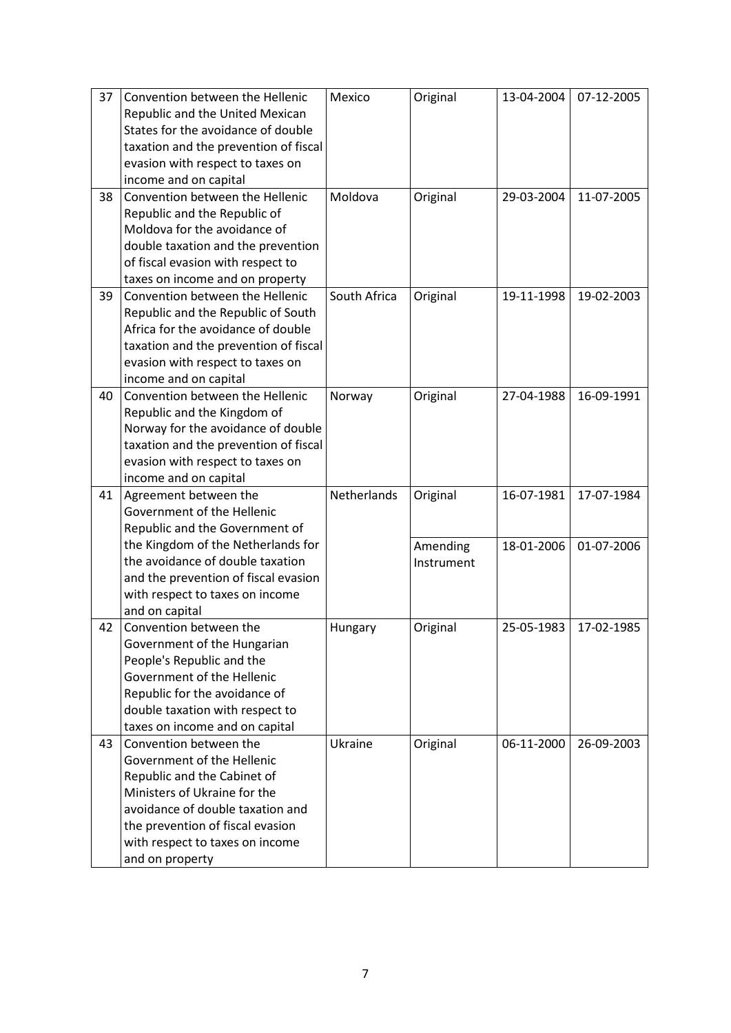| | | | | | |
|---|---|---|---|---|---|
| 37 | Convention between the Hellenic Republic and the United Mexican States for the avoidance of double taxation and the prevention of fiscal evasion with respect to taxes on income and on capital | Mexico | Original | 13-04-2004 | 07-12-2005 |
| 38 | Convention between the Hellenic Republic and the Republic of Moldova for the avoidance of double taxation and the prevention of fiscal evasion with respect to taxes on income and on property | Moldova | Original | 29-03-2004 | 11-07-2005 |
| 39 | Convention between the Hellenic Republic and the Republic of South Africa for the avoidance of double taxation and the prevention of fiscal evasion with respect to taxes on income and on capital | South Africa | Original | 19-11-1998 | 19-02-2003 |
| 40 | Convention between the Hellenic Republic and the Kingdom of Norway for the avoidance of double taxation and the prevention of fiscal evasion with respect to taxes on income and on capital | Norway | Original | 27-04-1988 | 16-09-1991 |
| 41 | Agreement between the Government of the Hellenic Republic and the Government of the Kingdom of the Netherlands for the avoidance of double taxation and the prevention of fiscal evasion with respect to taxes on income and on capital | Netherlands | Original | 16-07-1981 | 17-07-1984 |
| | | | Amending Instrument | 18-01-2006 | 01-07-2006 |
| 42 | Convention between the Government of the Hungarian People's Republic and the Government of the Hellenic Republic for the avoidance of double taxation with respect to taxes on income and on capital | Hungary | Original | 25-05-1983 | 17-02-1985 |
| 43 | Convention between the Government of the Hellenic Republic and the Cabinet of Ministers of Ukraine for the avoidance of double taxation and the prevention of fiscal evasion with respect to taxes on income and on property | Ukraine | Original | 06-11-2000 | 26-09-2003 |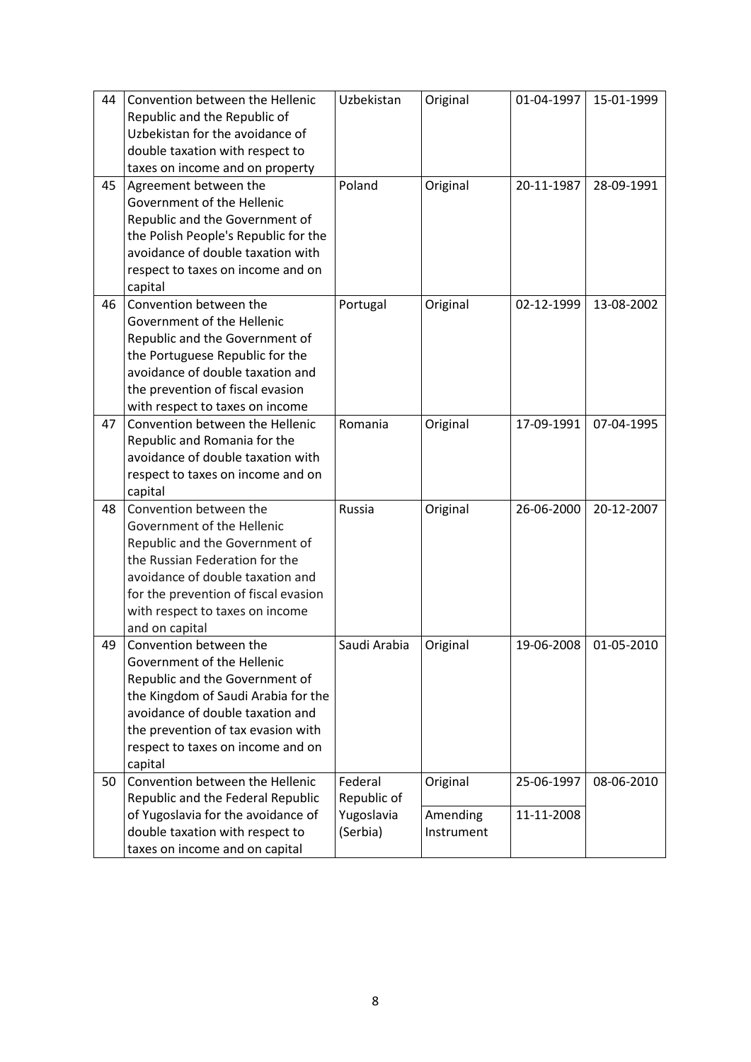| | | | | | |
|---|---|---|---|---|---|
| 44 | Convention between the Hellenic Republic and the Republic of Uzbekistan for the avoidance of double taxation with respect to taxes on income and on property | Uzbekistan | Original | 01-04-1997 | 15-01-1999 |
| 45 | Agreement between the Government of the Hellenic Republic and the Government of the Polish People's Republic for the avoidance of double taxation with respect to taxes on income and on capital | Poland | Original | 20-11-1987 | 28-09-1991 |
| 46 | Convention between the Government of the Hellenic Republic and the Government of the Portuguese Republic for the avoidance of double taxation and the prevention of fiscal evasion with respect to taxes on income | Portugal | Original | 02-12-1999 | 13-08-2002 |
| 47 | Convention between the Hellenic Republic and Romania for the avoidance of double taxation with respect to taxes on income and on capital | Romania | Original | 17-09-1991 | 07-04-1995 |
| 48 | Convention between the Government of the Hellenic Republic and the Government of the Russian Federation for the avoidance of double taxation and for the prevention of fiscal evasion with respect to taxes on income and on capital | Russia | Original | 26-06-2000 | 20-12-2007 |
| 49 | Convention between the Government of the Hellenic Republic and the Government of the Kingdom of Saudi Arabia for the avoidance of double taxation and the prevention of tax evasion with respect to taxes on income and on capital | Saudi Arabia | Original | 19-06-2008 | 01-05-2010 |
| 50 | Convention between the Hellenic Republic and the Federal Republic of Yugoslavia for the avoidance of double taxation with respect to taxes on income and on capital | Federal Republic of Yugoslavia (Serbia) | Original | 25-06-1997 | 08-06-2010 |
| | | | Amending Instrument | 11-11-2008 | |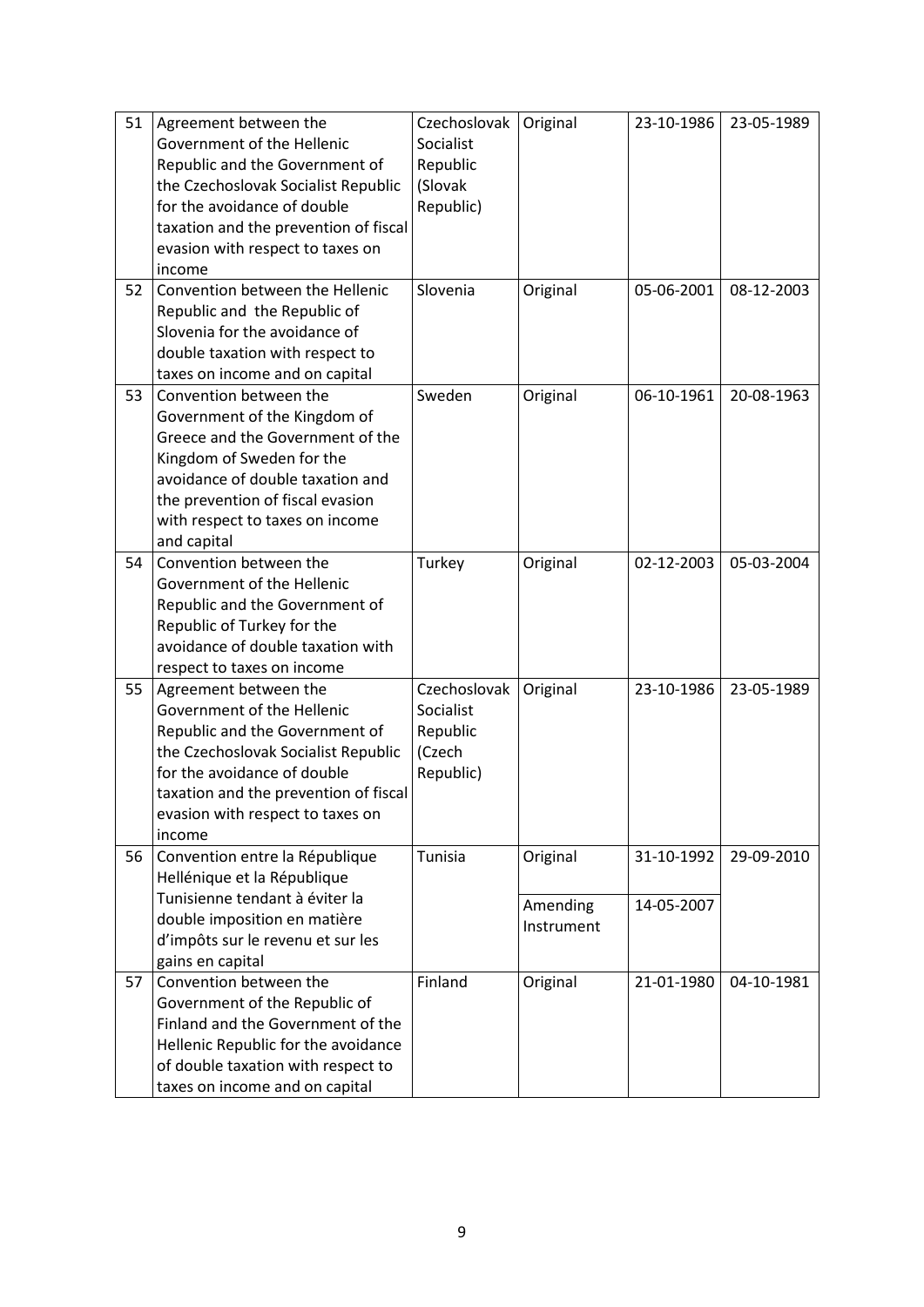| | | | | | |
|---|---|---|---|---|---|
| 51 | Agreement between the Government of the Hellenic Republic and the Government of the Czechoslovak Socialist Republic for the avoidance of double taxation and the prevention of fiscal evasion with respect to taxes on income | Czechoslovak Socialist Republic (Slovak Republic) | Original | 23-10-1986 | 23-05-1989 |
| 52 | Convention between the Hellenic Republic and the Republic of Slovenia for the avoidance of double taxation with respect to taxes on income and on capital | Slovenia | Original | 05-06-2001 | 08-12-2003 |
| 53 | Convention between the Government of the Kingdom of Greece and the Government of the Kingdom of Sweden for the avoidance of double taxation and the prevention of fiscal evasion with respect to taxes on income and capital | Sweden | Original | 06-10-1961 | 20-08-1963 |
| 54 | Convention between the Government of the Hellenic Republic and the Government of Republic of Turkey for the avoidance of double taxation with respect to taxes on income | Turkey | Original | 02-12-2003 | 05-03-2004 |
| 55 | Agreement between the Government of the Hellenic Republic and the Government of the Czechoslovak Socialist Republic for the avoidance of double taxation and the prevention of fiscal evasion with respect to taxes on income | Czechoslovak Socialist Republic (Czech Republic) | Original | 23-10-1986 | 23-05-1989 |
| 56 | Convention entre la République Hellénique et la République Tunisienne tendant à éviter la double imposition en matière d'impôts sur le revenu et sur les gains en capital | Tunisia | Original | 31-10-1992 | 29-09-2010 |
| | | | Amending Instrument | 14-05-2007 | |
| 57 | Convention between the Government of the Republic of Finland and the Government of the Hellenic Republic for the avoidance of double taxation with respect to taxes on income and on capital | Finland | Original | 21-01-1980 | 04-10-1981 |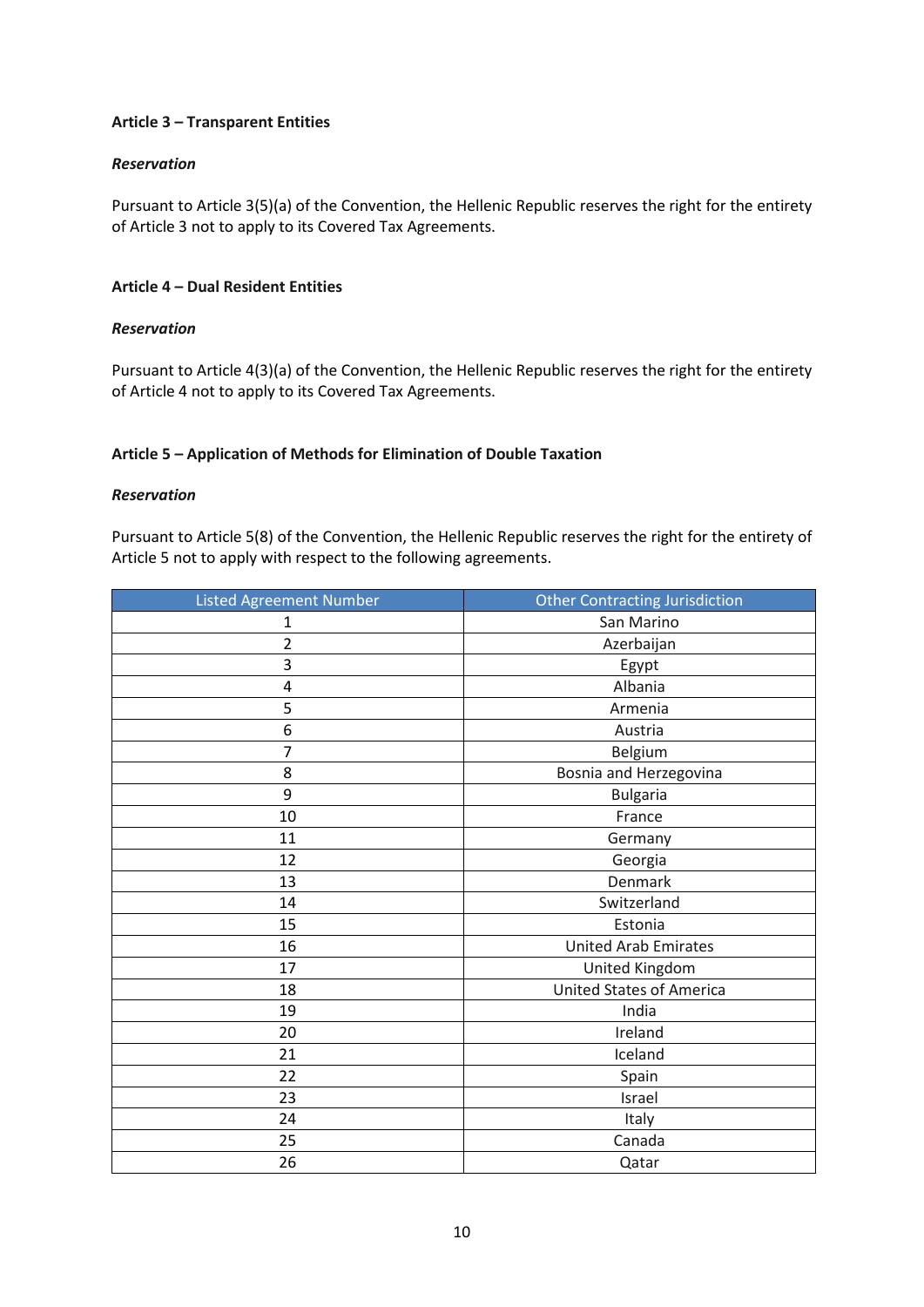**Article 3 – Transparent Entities**

***Reservation***

Pursuant to Article 3(5)(a) of the Convention, the Hellenic Republic reserves the right for the entirety of Article 3 not to apply to its Covered Tax Agreements.

**Article 4 – Dual Resident Entities**

***Reservation***

Pursuant to Article 4(3)(a) of the Convention, the Hellenic Republic reserves the right for the entirety of Article 4 not to apply to its Covered Tax Agreements.

**Article 5 – Application of Methods for Elimination of Double Taxation**

***Reservation***

Pursuant to Article 5(8) of the Convention, the Hellenic Republic reserves the right for the entirety of Article 5 not to apply with respect to the following agreements.

| Listed Agreement Number | Other Contracting Jurisdiction |
|---|---|
| 1 | San Marino |
| 2 | Azerbaijan |
| 3 | Egypt |
| 4 | Albania |
| 5 | Armenia |
| 6 | Austria |
| 7 | Belgium |
| 8 | Bosnia and Herzegovina |
| 9 | Bulgaria |
| 10 | France |
| 11 | Germany |
| 12 | Georgia |
| 13 | Denmark |
| 14 | Switzerland |
| 15 | Estonia |
| 16 | United Arab Emirates |
| 17 | United Kingdom |
| 18 | United States of America |
| 19 | India |
| 20 | Ireland |
| 21 | Iceland |
| 22 | Spain |
| 23 | Israel |
| 24 | Italy |
| 25 | Canada |
| 26 | Qatar |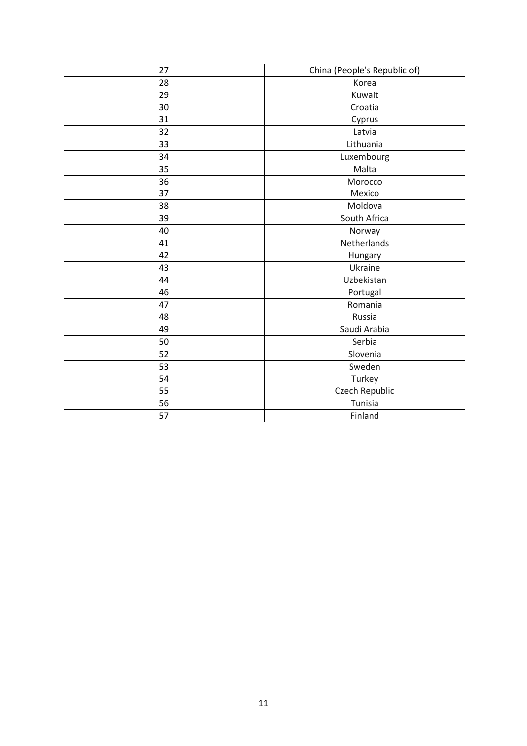| | |
|---|---|
| 27 | China (People's Republic of) |
| 28 | Korea |
| 29 | Kuwait |
| 30 | Croatia |
| 31 | Cyprus |
| 32 | Latvia |
| 33 | Lithuania |
| 34 | Luxembourg |
| 35 | Malta |
| 36 | Morocco |
| 37 | Mexico |
| 38 | Moldova |
| 39 | South Africa |
| 40 | Norway |
| 41 | Netherlands |
| 42 | Hungary |
| 43 | Ukraine |
| 44 | Uzbekistan |
| 46 | Portugal |
| 47 | Romania |
| 48 | Russia |
| 49 | Saudi Arabia |
| 50 | Serbia |
| 52 | Slovenia |
| 53 | Sweden |
| 54 | Turkey |
| 55 | Czech Republic |
| 56 | Tunisia |
| 57 | Finland |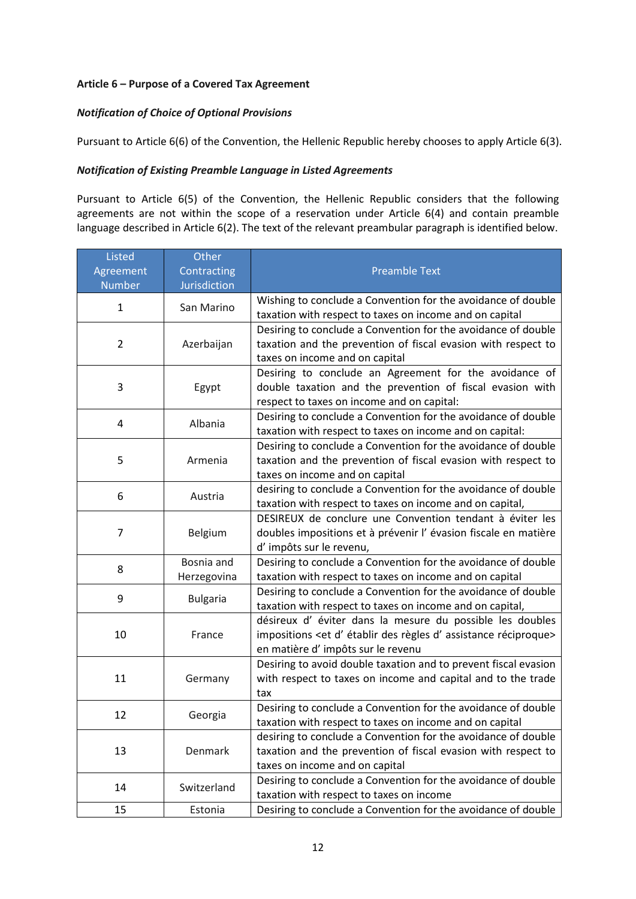**Article 6 – Purpose of a Covered Tax Agreement**

***Notification of Choice of Optional Provisions***

Pursuant to Article 6(6) of the Convention, the Hellenic Republic hereby chooses to apply Article 6(3).

***Notification of Existing Preamble Language in Listed Agreements***

Pursuant to Article 6(5) of the Convention, the Hellenic Republic considers that the following agreements are not within the scope of a reservation under Article 6(4) and contain preamble language described in Article 6(2). The text of the relevant preambular paragraph is identified below.

| Listed Agreement Number | Other Contracting Jurisdiction | Preamble Text |
|---|---|---|
| 1 | San Marino | Wishing to conclude a Convention for the avoidance of double taxation with respect to taxes on income and on capital |
| 2 | Azerbaijan | Desiring to conclude a Convention for the avoidance of double taxation and the prevention of fiscal evasion with respect to taxes on income and on capital |
| 3 | Egypt | Desiring to conclude an Agreement for the avoidance of double taxation and the prevention of fiscal evasion with respect to taxes on income and on capital: |
| 4 | Albania | Desiring to conclude a Convention for the avoidance of double taxation with respect to taxes on income and on capital: |
| 5 | Armenia | Desiring to conclude a Convention for the avoidance of double taxation and the prevention of fiscal evasion with respect to taxes on income and on capital |
| 6 | Austria | desiring to conclude a Convention for the avoidance of double taxation with respect to taxes on income and on capital, |
| 7 | Belgium | DESIREUX de conclure une Convention tendant à éviter les doubles impositions et à prévenir l' évasion fiscale en matière d' impôts sur le revenu, |
| 8 | Bosnia and Herzegovina | Desiring to conclude a Convention for the avoidance of double taxation with respect to taxes on income and on capital |
| 9 | Bulgaria | Desiring to conclude a Convention for the avoidance of double taxation with respect to taxes on income and on capital, |
| 10 | France | désireux d' éviter dans la mesure du possible les doubles impositions <et d' établir des règles d' assistance réciproque> en matière d' impôts sur le revenu |
| 11 | Germany | Desiring to avoid double taxation and to prevent fiscal evasion with respect to taxes on income and capital and to the trade tax |
| 12 | Georgia | Desiring to conclude a Convention for the avoidance of double taxation with respect to taxes on income and on capital |
| 13 | Denmark | desiring to conclude a Convention for the avoidance of double taxation and the prevention of fiscal evasion with respect to taxes on income and on capital |
| 14 | Switzerland | Desiring to conclude a Convention for the avoidance of double taxation with respect to taxes on income |
| 15 | Estonia | Desiring to conclude a Convention for the avoidance of double |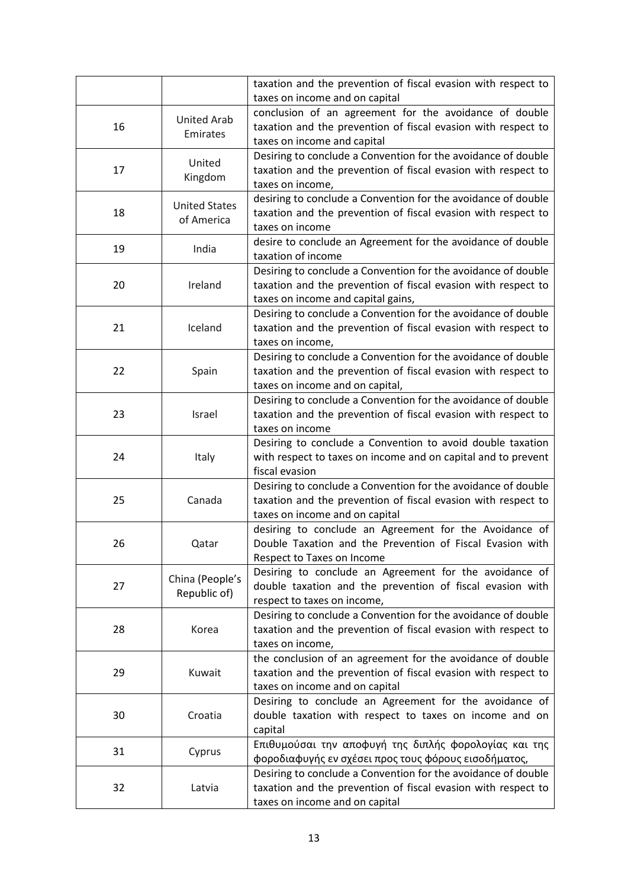| | | |
|---|---|---|
| | | taxation and the prevention of fiscal evasion with respect to taxes on income and on capital |
| 16 | United Arab Emirates | conclusion of an agreement for the avoidance of double taxation and the prevention of fiscal evasion with respect to taxes on income and capital |
| 17 | United Kingdom | Desiring to conclude a Convention for the avoidance of double taxation and the prevention of fiscal evasion with respect to taxes on income, |
| 18 | United States of America | desiring to conclude a Convention for the avoidance of double taxation and the prevention of fiscal evasion with respect to taxes on income |
| 19 | India | desire to conclude an Agreement for the avoidance of double taxation of income |
| 20 | Ireland | Desiring to conclude a Convention for the avoidance of double taxation and the prevention of fiscal evasion with respect to taxes on income and capital gains, |
| 21 | Iceland | Desiring to conclude a Convention for the avoidance of double taxation and the prevention of fiscal evasion with respect to taxes on income, |
| 22 | Spain | Desiring to conclude a Convention for the avoidance of double taxation and the prevention of fiscal evasion with respect to taxes on income and on capital, |
| 23 | Israel | Desiring to conclude a Convention for the avoidance of double taxation and the prevention of fiscal evasion with respect to taxes on income |
| 24 | Italy | Desiring to conclude a Convention to avoid double taxation with respect to taxes on income and on capital and to prevent fiscal evasion |
| 25 | Canada | Desiring to conclude a Convention for the avoidance of double taxation and the prevention of fiscal evasion with respect to taxes on income and on capital |
| 26 | Qatar | desiring to conclude an Agreement for the Avoidance of Double Taxation and the Prevention of Fiscal Evasion with Respect to Taxes on Income |
| 27 | China (People's Republic of) | Desiring to conclude an Agreement for the avoidance of double taxation and the prevention of fiscal evasion with respect to taxes on income, |
| 28 | Korea | Desiring to conclude a Convention for the avoidance of double taxation and the prevention of fiscal evasion with respect to taxes on income, |
| 29 | Kuwait | the conclusion of an agreement for the avoidance of double taxation and the prevention of fiscal evasion with respect to taxes on income and on capital |
| 30 | Croatia | Desiring to conclude an Agreement for the avoidance of double taxation with respect to taxes on income and on capital |
| 31 | Cyprus | Επιθυμούσαι την αποφυγή της διπλής φορολογίας και της φοροδιαφυγής εν σχέσει προς τους φόρους εισοδήματος, |
| 32 | Latvia | Desiring to conclude a Convention for the avoidance of double taxation and the prevention of fiscal evasion with respect to taxes on income and on capital |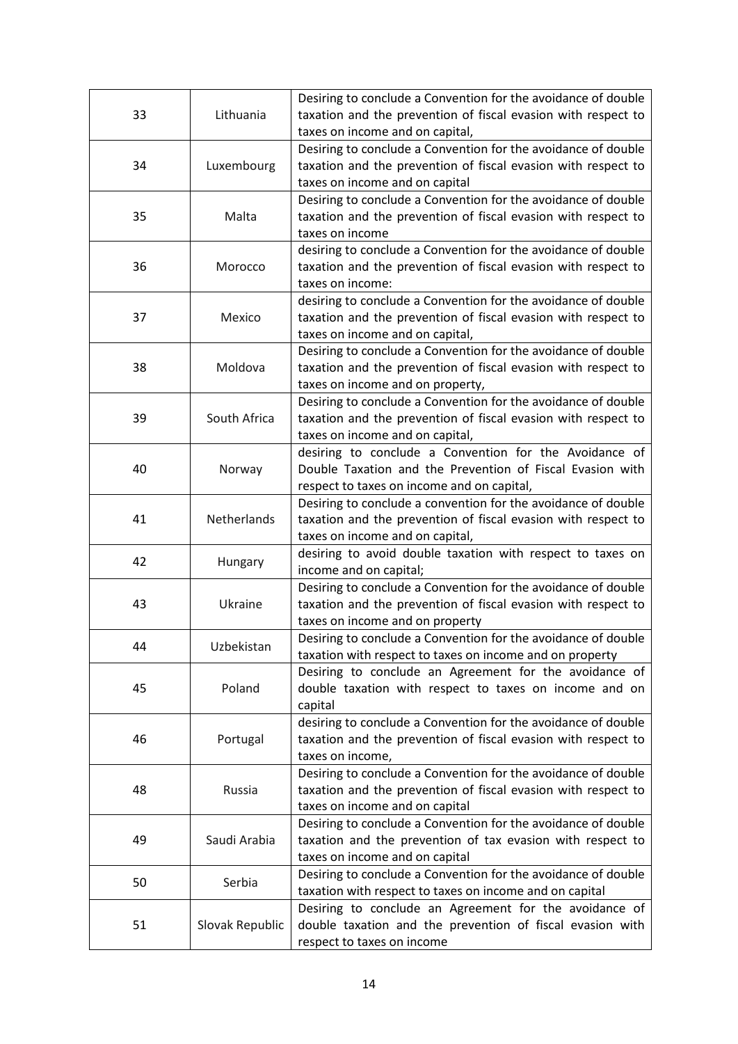| | | |
|---|---|---|
| 33 | Lithuania | Desiring to conclude a Convention for the avoidance of double taxation and the prevention of fiscal evasion with respect to taxes on income and on capital, |
| 34 | Luxembourg | Desiring to conclude a Convention for the avoidance of double taxation and the prevention of fiscal evasion with respect to taxes on income and on capital |
| 35 | Malta | Desiring to conclude a Convention for the avoidance of double taxation and the prevention of fiscal evasion with respect to taxes on income |
| 36 | Morocco | desiring to conclude a Convention for the avoidance of double taxation and the prevention of fiscal evasion with respect to taxes on income: |
| 37 | Mexico | desiring to conclude a Convention for the avoidance of double taxation and the prevention of fiscal evasion with respect to taxes on income and on capital, |
| 38 | Moldova | Desiring to conclude a Convention for the avoidance of double taxation and the prevention of fiscal evasion with respect to taxes on income and on property, |
| 39 | South Africa | Desiring to conclude a Convention for the avoidance of double taxation and the prevention of fiscal evasion with respect to taxes on income and on capital, |
| 40 | Norway | desiring to conclude a Convention for the Avoidance of Double Taxation and the Prevention of Fiscal Evasion with respect to taxes on income and on capital, |
| 41 | Netherlands | Desiring to conclude a convention for the avoidance of double taxation and the prevention of fiscal evasion with respect to taxes on income and on capital, |
| 42 | Hungary | desiring to avoid double taxation with respect to taxes on income and on capital; |
| 43 | Ukraine | Desiring to conclude a Convention for the avoidance of double taxation and the prevention of fiscal evasion with respect to taxes on income and on property |
| 44 | Uzbekistan | Desiring to conclude a Convention for the avoidance of double taxation with respect to taxes on income and on property |
| 45 | Poland | Desiring to conclude an Agreement for the avoidance of double taxation with respect to taxes on income and on capital |
| 46 | Portugal | desiring to conclude a Convention for the avoidance of double taxation and the prevention of fiscal evasion with respect to taxes on income, |
| 48 | Russia | Desiring to conclude a Convention for the avoidance of double taxation and the prevention of fiscal evasion with respect to taxes on income and on capital |
| 49 | Saudi Arabia | Desiring to conclude a Convention for the avoidance of double taxation and the prevention of tax evasion with respect to taxes on income and on capital |
| 50 | Serbia | Desiring to conclude a Convention for the avoidance of double taxation with respect to taxes on income and on capital |
| 51 | Slovak Republic | Desiring to conclude an Agreement for the avoidance of double taxation and the prevention of fiscal evasion with respect to taxes on income |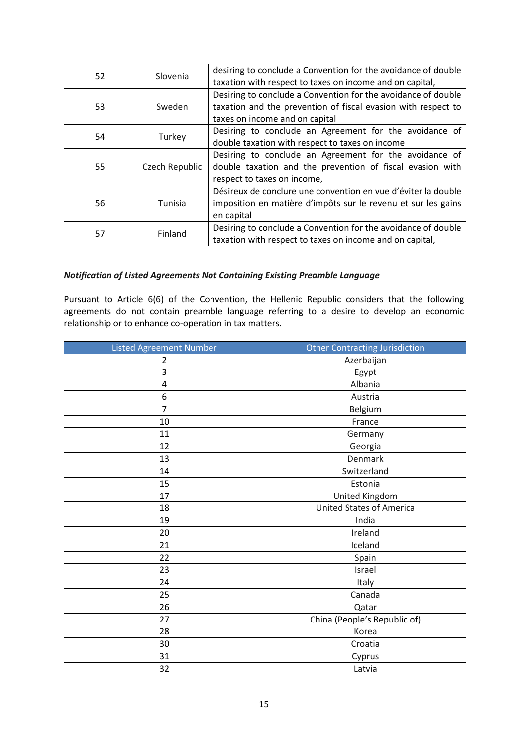| | | |
|---|---|---|
| 52 | Slovenia | desiring to conclude a Convention for the avoidance of double taxation with respect to taxes on income and on capital, |
| 53 | Sweden | Desiring to conclude a Convention for the avoidance of double taxation and the prevention of fiscal evasion with respect to taxes on income and on capital |
| 54 | Turkey | Desiring to conclude an Agreement for the avoidance of double taxation with respect to taxes on income |
| 55 | Czech Republic | Desiring to conclude an Agreement for the avoidance of double taxation and the prevention of fiscal evasion with respect to taxes on income, |
| 56 | Tunisia | Désireux de conclure une convention en vue d'éviter la double imposition en matière d'impôts sur le revenu et sur les gains en capital |
| 57 | Finland | Desiring to conclude a Convention for the avoidance of double taxation with respect to taxes on income and on capital, |

***Notification of Listed Agreements Not Containing Existing Preamble Language***

Pursuant to Article 6(6) of the Convention, the Hellenic Republic considers that the following agreements do not contain preamble language referring to a desire to develop an economic relationship or to enhance co-operation in tax matters.

| Listed Agreement Number | Other Contracting Jurisdiction |
|---|---|
| 2 | Azerbaijan |
| 3 | Egypt |
| 4 | Albania |
| 6 | Austria |
| 7 | Belgium |
| 10 | France |
| 11 | Germany |
| 12 | Georgia |
| 13 | Denmark |
| 14 | Switzerland |
| 15 | Estonia |
| 17 | United Kingdom |
| 18 | United States of America |
| 19 | India |
| 20 | Ireland |
| 21 | Iceland |
| 22 | Spain |
| 23 | Israel |
| 24 | Italy |
| 25 | Canada |
| 26 | Qatar |
| 27 | China (People's Republic of) |
| 28 | Korea |
| 30 | Croatia |
| 31 | Cyprus |
| 32 | Latvia |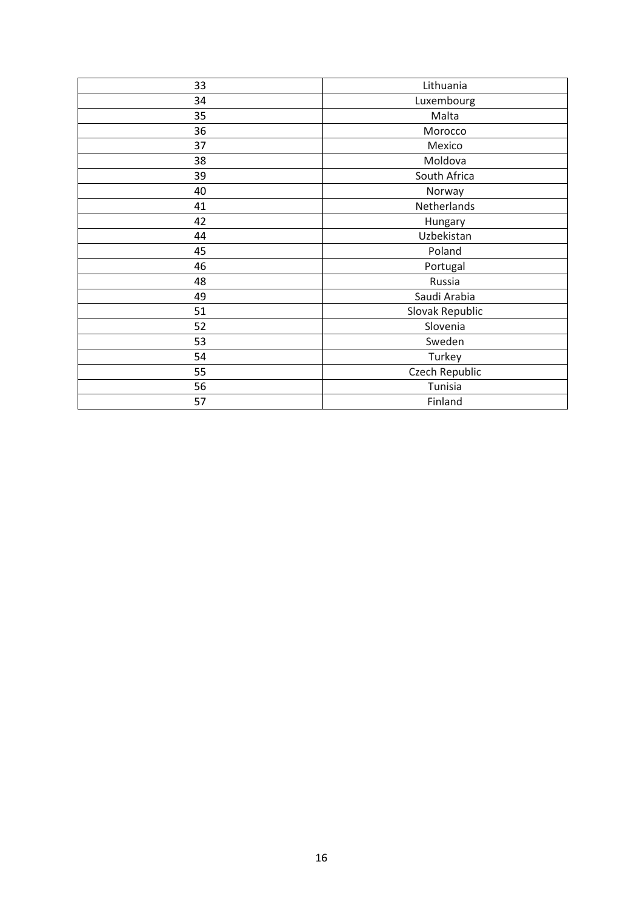| | |
|---|---|
| 33 | Lithuania |
| 34 | Luxembourg |
| 35 | Malta |
| 36 | Morocco |
| 37 | Mexico |
| 38 | Moldova |
| 39 | South Africa |
| 40 | Norway |
| 41 | Netherlands |
| 42 | Hungary |
| 44 | Uzbekistan |
| 45 | Poland |
| 46 | Portugal |
| 48 | Russia |
| 49 | Saudi Arabia |
| 51 | Slovak Republic |
| 52 | Slovenia |
| 53 | Sweden |
| 54 | Turkey |
| 55 | Czech Republic |
| 56 | Tunisia |
| 57 | Finland |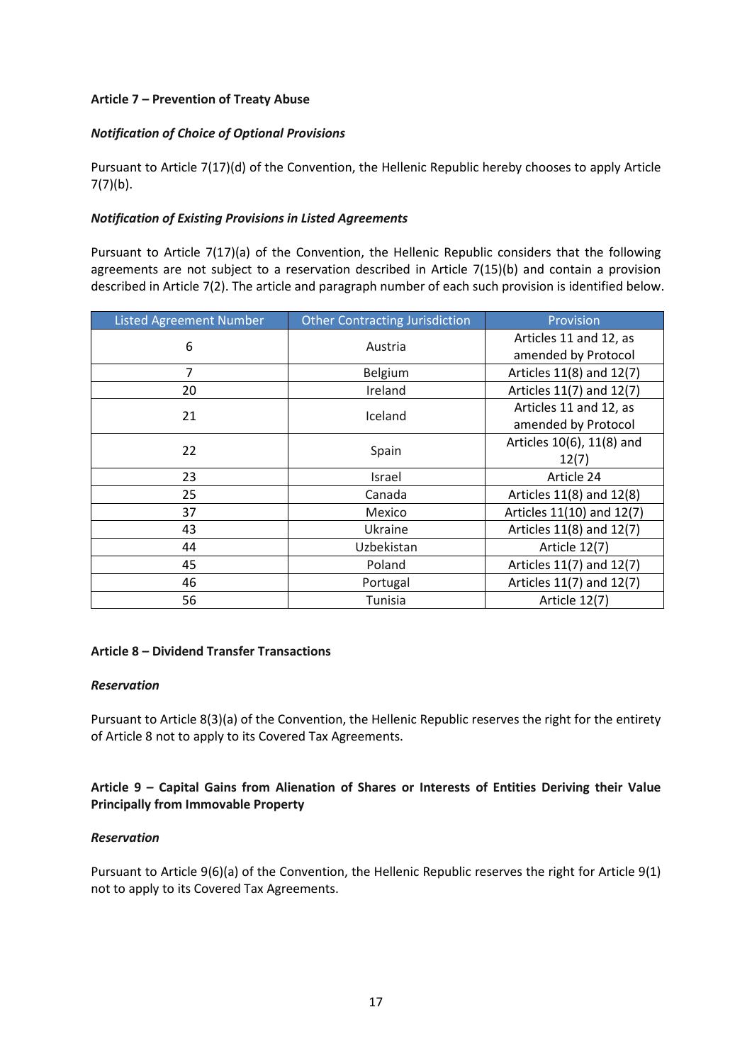**Article 7 – Prevention of Treaty Abuse**

***Notification of Choice of Optional Provisions***

Pursuant to Article 7(17)(d) of the Convention, the Hellenic Republic hereby chooses to apply Article 7(7)(b).

***Notification of Existing Provisions in Listed Agreements***

Pursuant to Article 7(17)(a) of the Convention, the Hellenic Republic considers that the following agreements are not subject to a reservation described in Article 7(15)(b) and contain a provision described in Article 7(2). The article and paragraph number of each such provision is identified below.

| Listed Agreement Number | Other Contracting Jurisdiction | Provision |
|---|---|---|
| 6 | Austria | Articles 11 and 12, as amended by Protocol |
| 7 | Belgium | Articles 11(8) and 12(7) |
| 20 | Ireland | Articles 11(7) and 12(7) |
| 21 | Iceland | Articles 11 and 12, as amended by Protocol |
| 22 | Spain | Articles 10(6), 11(8) and 12(7) |
| 23 | Israel | Article 24 |
| 25 | Canada | Articles 11(8) and 12(8) |
| 37 | Mexico | Articles 11(10) and 12(7) |
| 43 | Ukraine | Articles 11(8) and 12(7) |
| 44 | Uzbekistan | Article 12(7) |
| 45 | Poland | Articles 11(7) and 12(7) |
| 46 | Portugal | Articles 11(7) and 12(7) |
| 56 | Tunisia | Article 12(7) |

**Article 8 – Dividend Transfer Transactions**

***Reservation***

Pursuant to Article 8(3)(a) of the Convention, the Hellenic Republic reserves the right for the entirety of Article 8 not to apply to its Covered Tax Agreements.

**Article 9 – Capital Gains from Alienation of Shares or Interests of Entities Deriving their Value Principally from Immovable Property**

***Reservation***

Pursuant to Article 9(6)(a) of the Convention, the Hellenic Republic reserves the right for Article 9(1) not to apply to its Covered Tax Agreements.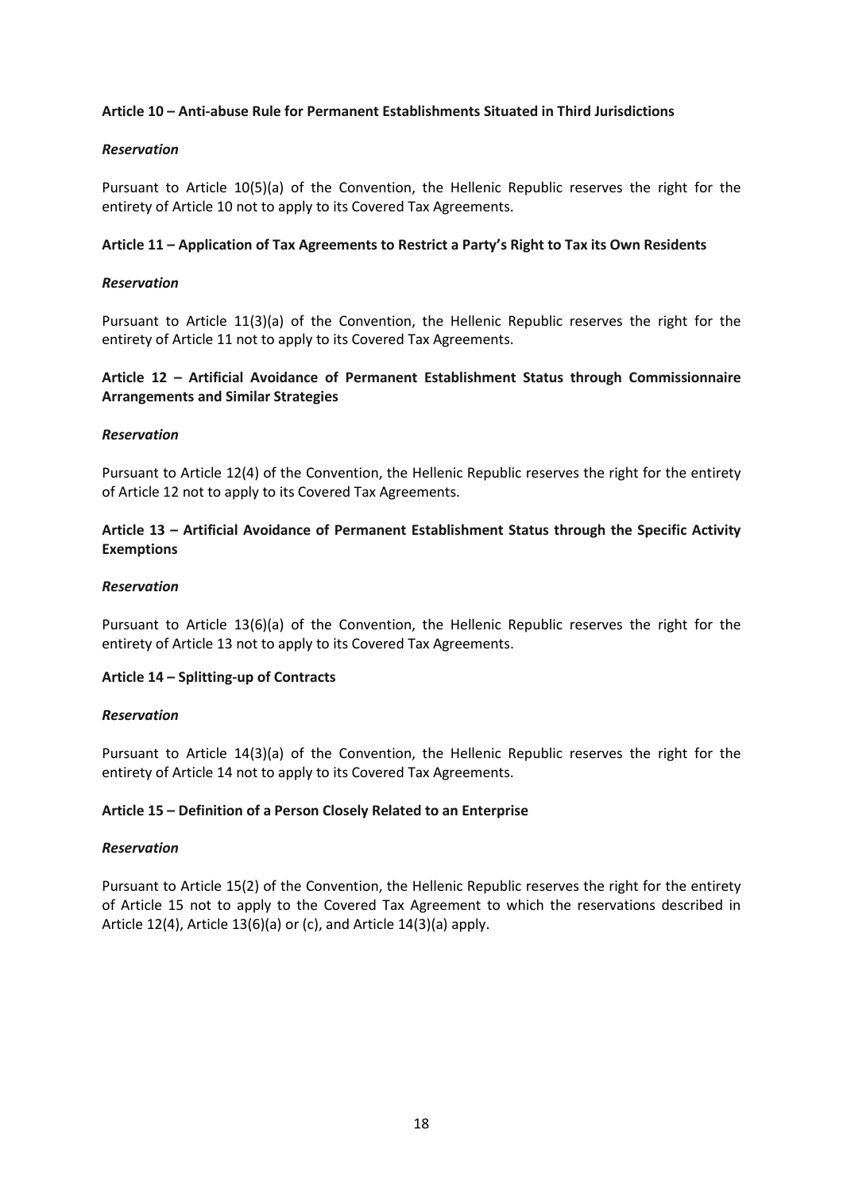**Article 10 – Anti-abuse Rule for Permanent Establishments Situated in Third Jurisdictions**

***Reservation***

Pursuant to Article 10(5)(a) of the Convention, the Hellenic Republic reserves the right for the entirety of Article 10 not to apply to its Covered Tax Agreements.

**Article 11 – Application of Tax Agreements to Restrict a Party's Right to Tax its Own Residents**

***Reservation***

Pursuant to Article 11(3)(a) of the Convention, the Hellenic Republic reserves the right for the entirety of Article 11 not to apply to its Covered Tax Agreements.

**Article 12 – Artificial Avoidance of Permanent Establishment Status through Commissionnaire Arrangements and Similar Strategies**

***Reservation***

Pursuant to Article 12(4) of the Convention, the Hellenic Republic reserves the right for the entirety of Article 12 not to apply to its Covered Tax Agreements.

**Article 13 – Artificial Avoidance of Permanent Establishment Status through the Specific Activity Exemptions**

***Reservation***

Pursuant to Article 13(6)(a) of the Convention, the Hellenic Republic reserves the right for the entirety of Article 13 not to apply to its Covered Tax Agreements.

**Article 14 – Splitting-up of Contracts**

***Reservation***

Pursuant to Article 14(3)(a) of the Convention, the Hellenic Republic reserves the right for the entirety of Article 14 not to apply to its Covered Tax Agreements.

**Article 15 – Definition of a Person Closely Related to an Enterprise**

***Reservation***

Pursuant to Article 15(2) of the Convention, the Hellenic Republic reserves the right for the entirety of Article 15 not to apply to the Covered Tax Agreement to which the reservations described in Article 12(4), Article 13(6)(a) or (c), and Article 14(3)(a) apply.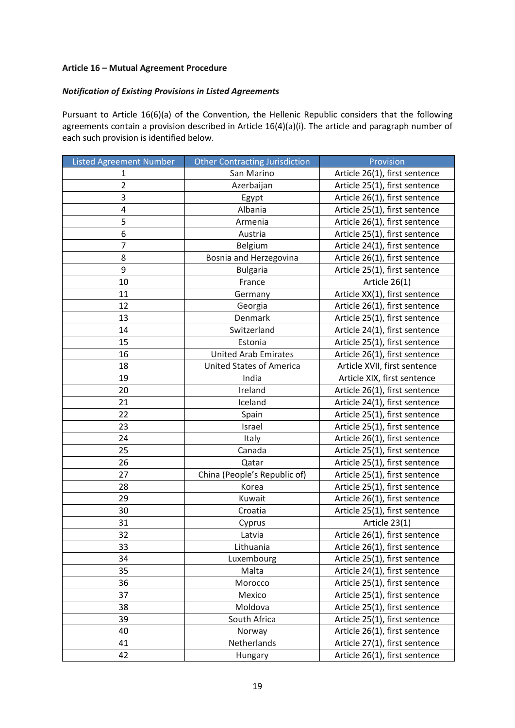**Article 16 – Mutual Agreement Procedure**

***Notification of Existing Provisions in Listed Agreements***

Pursuant to Article 16(6)(a) of the Convention, the Hellenic Republic considers that the following agreements contain a provision described in Article 16(4)(a)(i). The article and paragraph number of each such provision is identified below.

| Listed Agreement Number | Other Contracting Jurisdiction | Provision |
|---|---|---|
| 1 | San Marino | Article 26(1), first sentence |
| 2 | Azerbaijan | Article 25(1), first sentence |
| 3 | Egypt | Article 26(1), first sentence |
| 4 | Albania | Article 25(1), first sentence |
| 5 | Armenia | Article 26(1), first sentence |
| 6 | Austria | Article 25(1), first sentence |
| 7 | Belgium | Article 24(1), first sentence |
| 8 | Bosnia and Herzegovina | Article 26(1), first sentence |
| 9 | Bulgaria | Article 25(1), first sentence |
| 10 | France | Article 26(1) |
| 11 | Germany | Article XX(1), first sentence |
| 12 | Georgia | Article 26(1), first sentence |
| 13 | Denmark | Article 25(1), first sentence |
| 14 | Switzerland | Article 24(1), first sentence |
| 15 | Estonia | Article 25(1), first sentence |
| 16 | United Arab Emirates | Article 26(1), first sentence |
| 18 | United States of America | Article XVII, first sentence |
| 19 | India | Article XIX, first sentence |
| 20 | Ireland | Article 26(1), first sentence |
| 21 | Iceland | Article 24(1), first sentence |
| 22 | Spain | Article 25(1), first sentence |
| 23 | Israel | Article 25(1), first sentence |
| 24 | Italy | Article 26(1), first sentence |
| 25 | Canada | Article 25(1), first sentence |
| 26 | Qatar | Article 25(1), first sentence |
| 27 | China (People's Republic of) | Article 25(1), first sentence |
| 28 | Korea | Article 25(1), first sentence |
| 29 | Kuwait | Article 26(1), first sentence |
| 30 | Croatia | Article 25(1), first sentence |
| 31 | Cyprus | Article 23(1) |
| 32 | Latvia | Article 26(1), first sentence |
| 33 | Lithuania | Article 26(1), first sentence |
| 34 | Luxembourg | Article 25(1), first sentence |
| 35 | Malta | Article 24(1), first sentence |
| 36 | Morocco | Article 25(1), first sentence |
| 37 | Mexico | Article 25(1), first sentence |
| 38 | Moldova | Article 25(1), first sentence |
| 39 | South Africa | Article 25(1), first sentence |
| 40 | Norway | Article 26(1), first sentence |
| 41 | Netherlands | Article 27(1), first sentence |
| 42 | Hungary | Article 26(1), first sentence |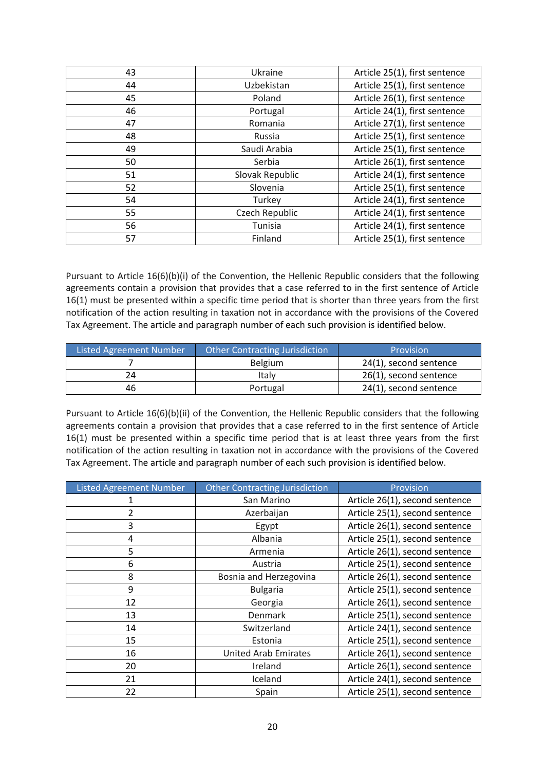| 43 | Ukraine | Article 25(1), first sentence |
|---|---|---|
| 44 | Uzbekistan | Article 25(1), first sentence |
| 45 | Poland | Article 26(1), first sentence |
| 46 | Portugal | Article 24(1), first sentence |
| 47 | Romania | Article 27(1), first sentence |
| 48 | Russia | Article 25(1), first sentence |
| 49 | Saudi Arabia | Article 25(1), first sentence |
| 50 | Serbia | Article 26(1), first sentence |
| 51 | Slovak Republic | Article 24(1), first sentence |
| 52 | Slovenia | Article 25(1), first sentence |
| 54 | Turkey | Article 24(1), first sentence |
| 55 | Czech Republic | Article 24(1), first sentence |
| 56 | Tunisia | Article 24(1), first sentence |
| 57 | Finland | Article 25(1), first sentence |

Pursuant to Article 16(6)(b)(i) of the Convention, the Hellenic Republic considers that the following agreements contain a provision that provides that a case referred to in the first sentence of Article 16(1) must be presented within a specific time period that is shorter than three years from the first notification of the action resulting in taxation not in accordance with the provisions of the Covered Tax Agreement. The article and paragraph number of each such provision is identified below.

| Listed Agreement Number | Other Contracting Jurisdiction | Provision |
|---|---|---|
| 7 | Belgium | 24(1), second sentence |
| 24 | Italy | 26(1), second sentence |
| 46 | Portugal | 24(1), second sentence |

Pursuant to Article 16(6)(b)(ii) of the Convention, the Hellenic Republic considers that the following agreements contain a provision that provides that a case referred to in the first sentence of Article 16(1) must be presented within a specific time period that is at least three years from the first notification of the action resulting in taxation not in accordance with the provisions of the Covered Tax Agreement. The article and paragraph number of each such provision is identified below.

| Listed Agreement Number | Other Contracting Jurisdiction | Provision |
|---|---|---|
| 1 | San Marino | Article 26(1), second sentence |
| 2 | Azerbaijan | Article 25(1), second sentence |
| 3 | Egypt | Article 26(1), second sentence |
| 4 | Albania | Article 25(1), second sentence |
| 5 | Armenia | Article 26(1), second sentence |
| 6 | Austria | Article 25(1), second sentence |
| 8 | Bosnia and Herzegovina | Article 26(1), second sentence |
| 9 | Bulgaria | Article 25(1), second sentence |
| 12 | Georgia | Article 26(1), second sentence |
| 13 | Denmark | Article 25(1), second sentence |
| 14 | Switzerland | Article 24(1), second sentence |
| 15 | Estonia | Article 25(1), second sentence |
| 16 | United Arab Emirates | Article 26(1), second sentence |
| 20 | Ireland | Article 26(1), second sentence |
| 21 | Iceland | Article 24(1), second sentence |
| 22 | Spain | Article 25(1), second sentence |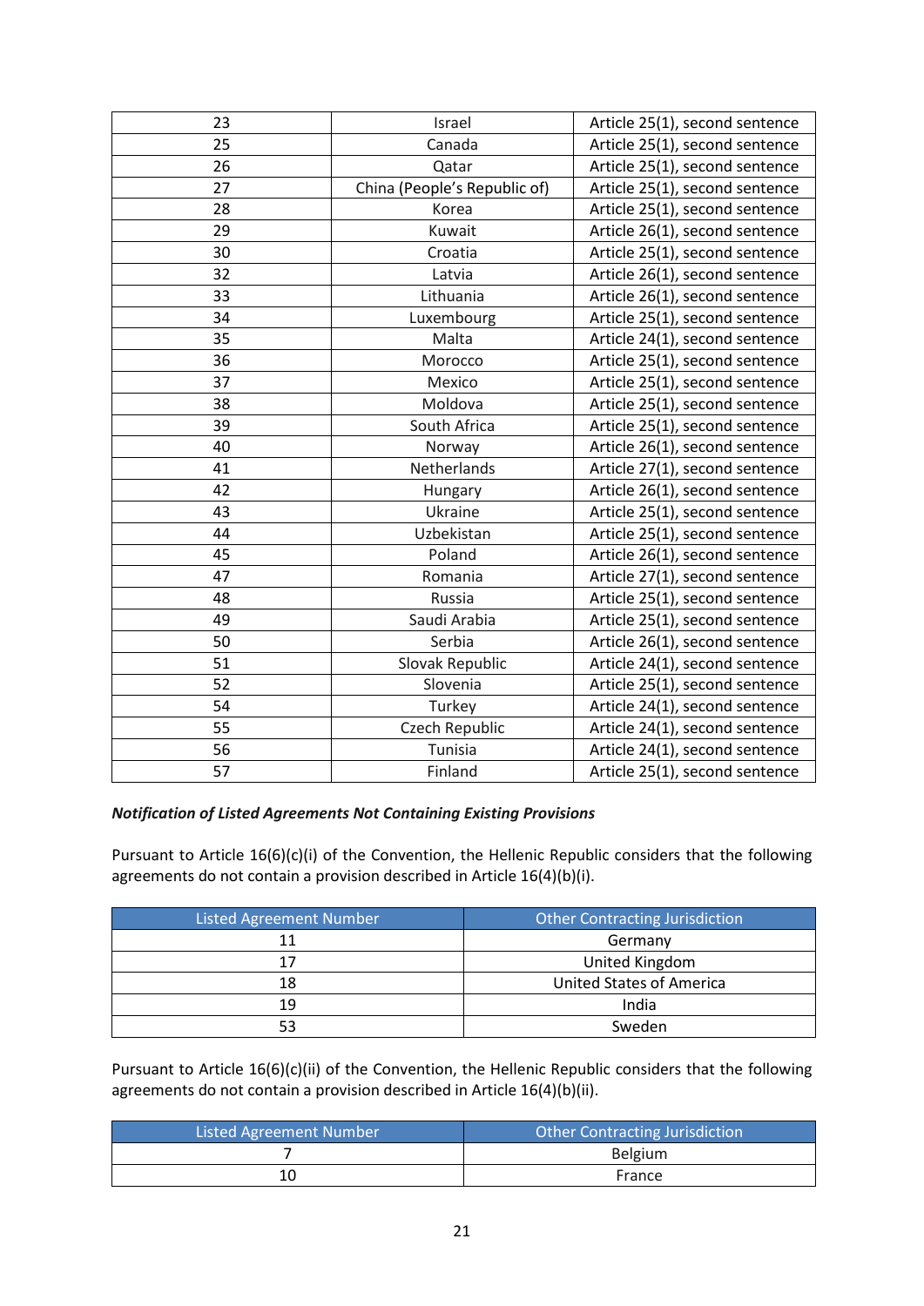| | | |
|---|---|---|
| 23 | Israel | Article 25(1), second sentence |
| 25 | Canada | Article 25(1), second sentence |
| 26 | Qatar | Article 25(1), second sentence |
| 27 | China (People's Republic of) | Article 25(1), second sentence |
| 28 | Korea | Article 25(1), second sentence |
| 29 | Kuwait | Article 26(1), second sentence |
| 30 | Croatia | Article 25(1), second sentence |
| 32 | Latvia | Article 26(1), second sentence |
| 33 | Lithuania | Article 26(1), second sentence |
| 34 | Luxembourg | Article 25(1), second sentence |
| 35 | Malta | Article 24(1), second sentence |
| 36 | Morocco | Article 25(1), second sentence |
| 37 | Mexico | Article 25(1), second sentence |
| 38 | Moldova | Article 25(1), second sentence |
| 39 | South Africa | Article 25(1), second sentence |
| 40 | Norway | Article 26(1), second sentence |
| 41 | Netherlands | Article 27(1), second sentence |
| 42 | Hungary | Article 26(1), second sentence |
| 43 | Ukraine | Article 25(1), second sentence |
| 44 | Uzbekistan | Article 25(1), second sentence |
| 45 | Poland | Article 26(1), second sentence |
| 47 | Romania | Article 27(1), second sentence |
| 48 | Russia | Article 25(1), second sentence |
| 49 | Saudi Arabia | Article 25(1), second sentence |
| 50 | Serbia | Article 26(1), second sentence |
| 51 | Slovak Republic | Article 24(1), second sentence |
| 52 | Slovenia | Article 25(1), second sentence |
| 54 | Turkey | Article 24(1), second sentence |
| 55 | Czech Republic | Article 24(1), second sentence |
| 56 | Tunisia | Article 24(1), second sentence |
| 57 | Finland | Article 25(1), second sentence |

***Notification of Listed Agreements Not Containing Existing Provisions***

Pursuant to Article 16(6)(c)(i) of the Convention, the Hellenic Republic considers that the following agreements do not contain a provision described in Article 16(4)(b)(i).

| Listed Agreement Number | Other Contracting Jurisdiction |
|---|---|
| 11 | Germany |
| 17 | United Kingdom |
| 18 | United States of America |
| 19 | India |
| 53 | Sweden |

Pursuant to Article 16(6)(c)(ii) of the Convention, the Hellenic Republic considers that the following agreements do not contain a provision described in Article 16(4)(b)(ii).

| Listed Agreement Number | Other Contracting Jurisdiction |
|---|---|
| 7 | Belgium |
| 10 | France |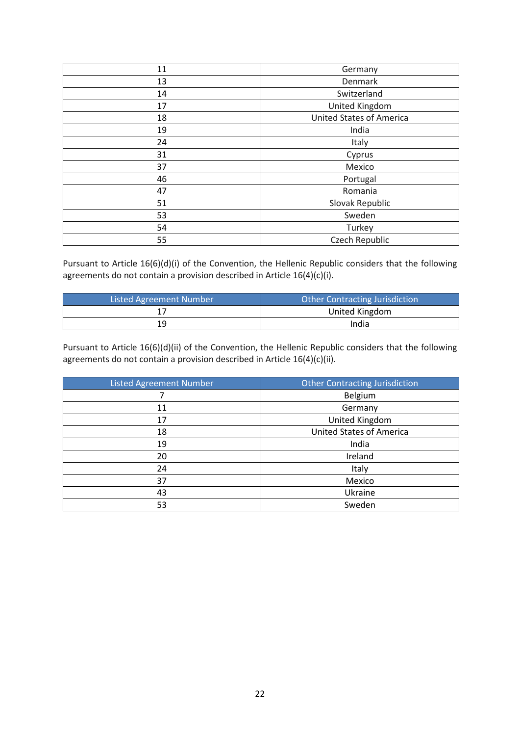| Listed Agreement Number | Other Contracting Jurisdiction |
|---|---|
| 11 | Germany |
| 13 | Denmark |
| 14 | Switzerland |
| 17 | United Kingdom |
| 18 | United States of America |
| 19 | India |
| 24 | Italy |
| 31 | Cyprus |
| 37 | Mexico |
| 46 | Portugal |
| 47 | Romania |
| 51 | Slovak Republic |
| 53 | Sweden |
| 54 | Turkey |
| 55 | Czech Republic |

Pursuant to Article 16(6)(d)(i) of the Convention, the Hellenic Republic considers that the following agreements do not contain a provision described in Article 16(4)(c)(i).

| Listed Agreement Number | Other Contracting Jurisdiction |
|---|---|
| 17 | United Kingdom |
| 19 | India |

Pursuant to Article 16(6)(d)(ii) of the Convention, the Hellenic Republic considers that the following agreements do not contain a provision described in Article 16(4)(c)(ii).

| Listed Agreement Number | Other Contracting Jurisdiction |
|---|---|
| 7 | Belgium |
| 11 | Germany |
| 17 | United Kingdom |
| 18 | United States of America |
| 19 | India |
| 20 | Ireland |
| 24 | Italy |
| 37 | Mexico |
| 43 | Ukraine |
| 53 | Sweden |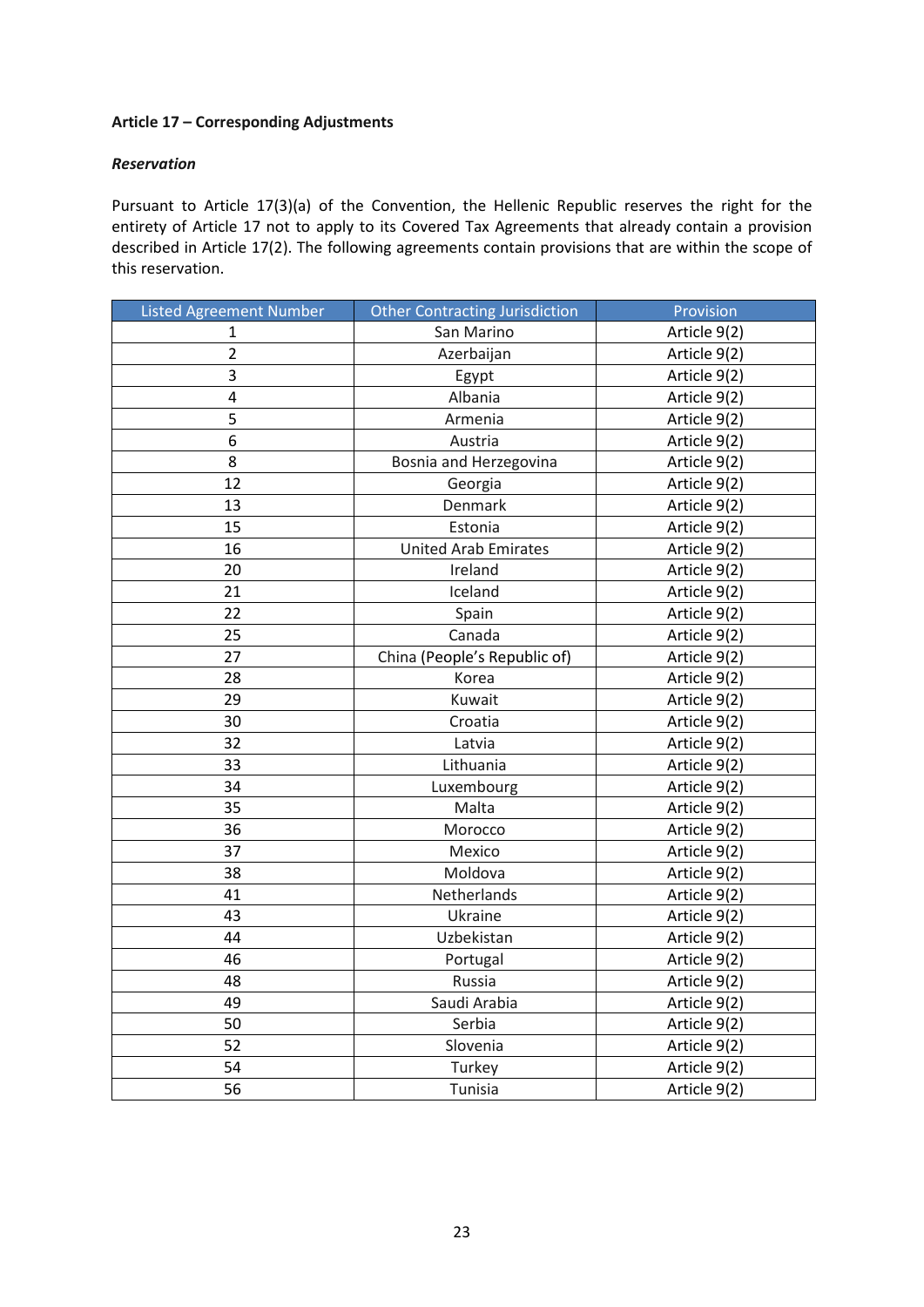**Article 17 – Corresponding Adjustments**

***Reservation***

Pursuant to Article 17(3)(a) of the Convention, the Hellenic Republic reserves the right for the entirety of Article 17 not to apply to its Covered Tax Agreements that already contain a provision described in Article 17(2). The following agreements contain provisions that are within the scope of this reservation.

| Listed Agreement Number | Other Contracting Jurisdiction | Provision |
|---|---|---|
| 1 | San Marino | Article 9(2) |
| 2 | Azerbaijan | Article 9(2) |
| 3 | Egypt | Article 9(2) |
| 4 | Albania | Article 9(2) |
| 5 | Armenia | Article 9(2) |
| 6 | Austria | Article 9(2) |
| 8 | Bosnia and Herzegovina | Article 9(2) |
| 12 | Georgia | Article 9(2) |
| 13 | Denmark | Article 9(2) |
| 15 | Estonia | Article 9(2) |
| 16 | United Arab Emirates | Article 9(2) |
| 20 | Ireland | Article 9(2) |
| 21 | Iceland | Article 9(2) |
| 22 | Spain | Article 9(2) |
| 25 | Canada | Article 9(2) |
| 27 | China (People's Republic of) | Article 9(2) |
| 28 | Korea | Article 9(2) |
| 29 | Kuwait | Article 9(2) |
| 30 | Croatia | Article 9(2) |
| 32 | Latvia | Article 9(2) |
| 33 | Lithuania | Article 9(2) |
| 34 | Luxembourg | Article 9(2) |
| 35 | Malta | Article 9(2) |
| 36 | Morocco | Article 9(2) |
| 37 | Mexico | Article 9(2) |
| 38 | Moldova | Article 9(2) |
| 41 | Netherlands | Article 9(2) |
| 43 | Ukraine | Article 9(2) |
| 44 | Uzbekistan | Article 9(2) |
| 46 | Portugal | Article 9(2) |
| 48 | Russia | Article 9(2) |
| 49 | Saudi Arabia | Article 9(2) |
| 50 | Serbia | Article 9(2) |
| 52 | Slovenia | Article 9(2) |
| 54 | Turkey | Article 9(2) |
| 56 | Tunisia | Article 9(2) |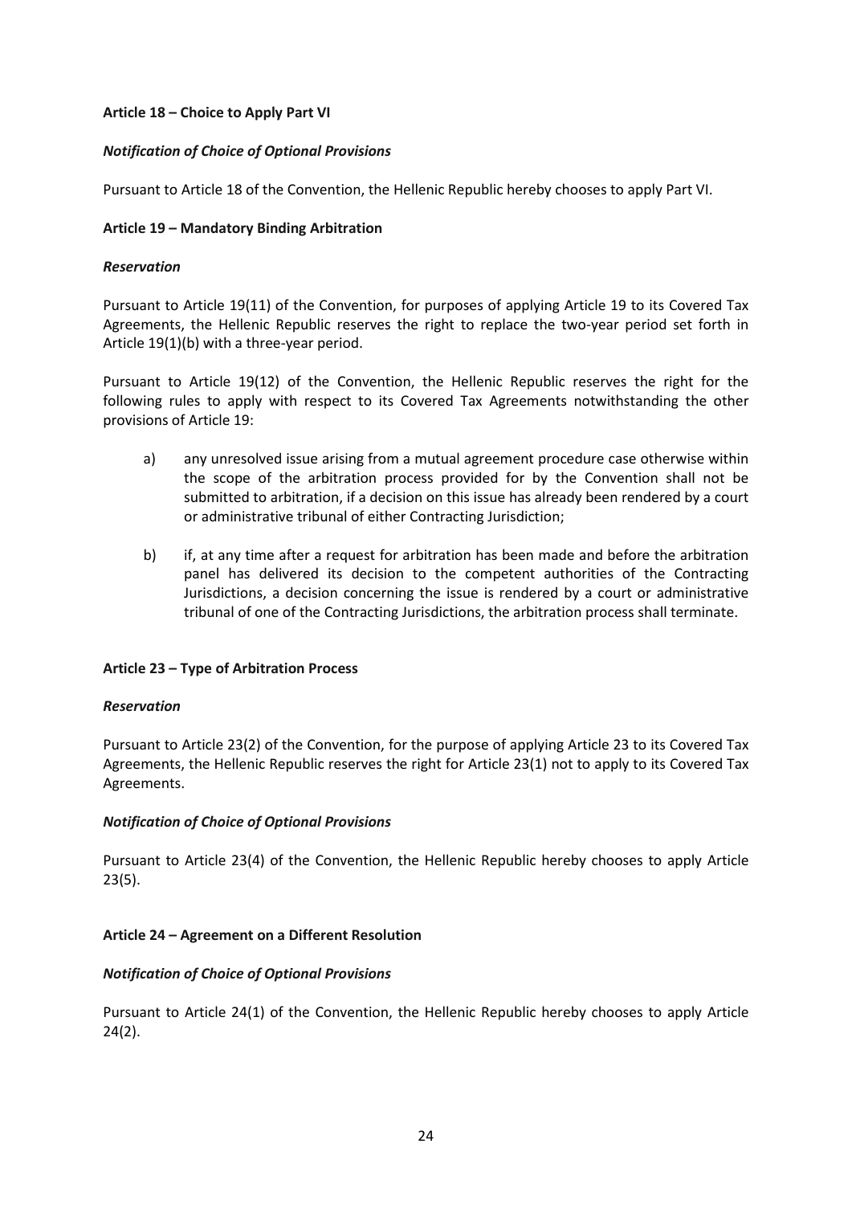**Article 18 – Choice to Apply Part VI**

***Notification of Choice of Optional Provisions***

Pursuant to Article 18 of the Convention, the Hellenic Republic hereby chooses to apply Part VI.

**Article 19 – Mandatory Binding Arbitration**

***Reservation***

Pursuant to Article 19(11) of the Convention, for purposes of applying Article 19 to its Covered Tax Agreements, the Hellenic Republic reserves the right to replace the two-year period set forth in Article 19(1)(b) with a three-year period.

Pursuant to Article 19(12) of the Convention, the Hellenic Republic reserves the right for the following rules to apply with respect to its Covered Tax Agreements notwithstanding the other provisions of Article 19:

a) any unresolved issue arising from a mutual agreement procedure case otherwise within the scope of the arbitration process provided for by the Convention shall not be submitted to arbitration, if a decision on this issue has already been rendered by a court or administrative tribunal of either Contracting Jurisdiction;

b) if, at any time after a request for arbitration has been made and before the arbitration panel has delivered its decision to the competent authorities of the Contracting Jurisdictions, a decision concerning the issue is rendered by a court or administrative tribunal of one of the Contracting Jurisdictions, the arbitration process shall terminate.

**Article 23 – Type of Arbitration Process**

***Reservation***

Pursuant to Article 23(2) of the Convention, for the purpose of applying Article 23 to its Covered Tax Agreements, the Hellenic Republic reserves the right for Article 23(1) not to apply to its Covered Tax Agreements.

***Notification of Choice of Optional Provisions***

Pursuant to Article 23(4) of the Convention, the Hellenic Republic hereby chooses to apply Article 23(5).

**Article 24 – Agreement on a Different Resolution**

***Notification of Choice of Optional Provisions***

Pursuant to Article 24(1) of the Convention, the Hellenic Republic hereby chooses to apply Article 24(2).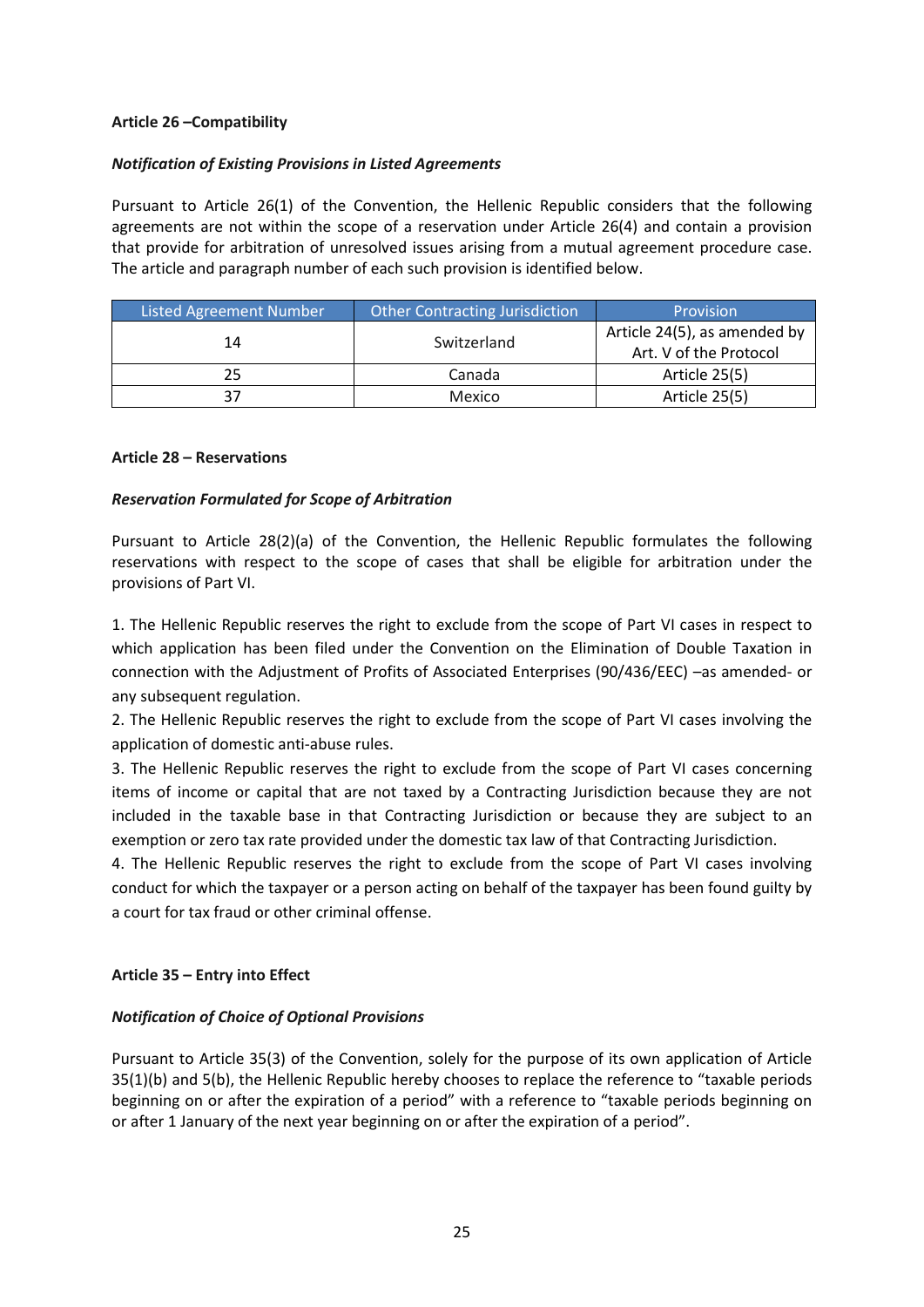**Article 26 –Compatibility**

***Notification of Existing Provisions in Listed Agreements***

Pursuant to Article 26(1) of the Convention, the Hellenic Republic considers that the following agreements are not within the scope of a reservation under Article 26(4) and contain a provision that provide for arbitration of unresolved issues arising from a mutual agreement procedure case. The article and paragraph number of each such provision is identified below.

| Listed Agreement Number | Other Contracting Jurisdiction | Provision |
|---|---|---|
| 14 | Switzerland | Article 24(5), as amended by Art. V of the Protocol |
| 25 | Canada | Article 25(5) |
| 37 | Mexico | Article 25(5) |

**Article 28 – Reservations**

***Reservation Formulated for Scope of Arbitration***

Pursuant to Article 28(2)(a) of the Convention, the Hellenic Republic formulates the following reservations with respect to the scope of cases that shall be eligible for arbitration under the provisions of Part VI.

1. The Hellenic Republic reserves the right to exclude from the scope of Part VI cases in respect to which application has been filed under the Convention on the Elimination of Double Taxation in connection with the Adjustment of Profits of Associated Enterprises (90/436/EEC) –as amended- or any subsequent regulation.
2. The Hellenic Republic reserves the right to exclude from the scope of Part VI cases involving the application of domestic anti-abuse rules.
3. The Hellenic Republic reserves the right to exclude from the scope of Part VI cases concerning items of income or capital that are not taxed by a Contracting Jurisdiction because they are not included in the taxable base in that Contracting Jurisdiction or because they are subject to an exemption or zero tax rate provided under the domestic tax law of that Contracting Jurisdiction.
4. The Hellenic Republic reserves the right to exclude from the scope of Part VI cases involving conduct for which the taxpayer or a person acting on behalf of the taxpayer has been found guilty by a court for tax fraud or other criminal offense.

**Article 35 – Entry into Effect**

***Notification of Choice of Optional Provisions***

Pursuant to Article 35(3) of the Convention, solely for the purpose of its own application of Article 35(1)(b) and 5(b), the Hellenic Republic hereby chooses to replace the reference to "taxable periods beginning on or after the expiration of a period" with a reference to "taxable periods beginning on or after 1 January of the next year beginning on or after the expiration of a period".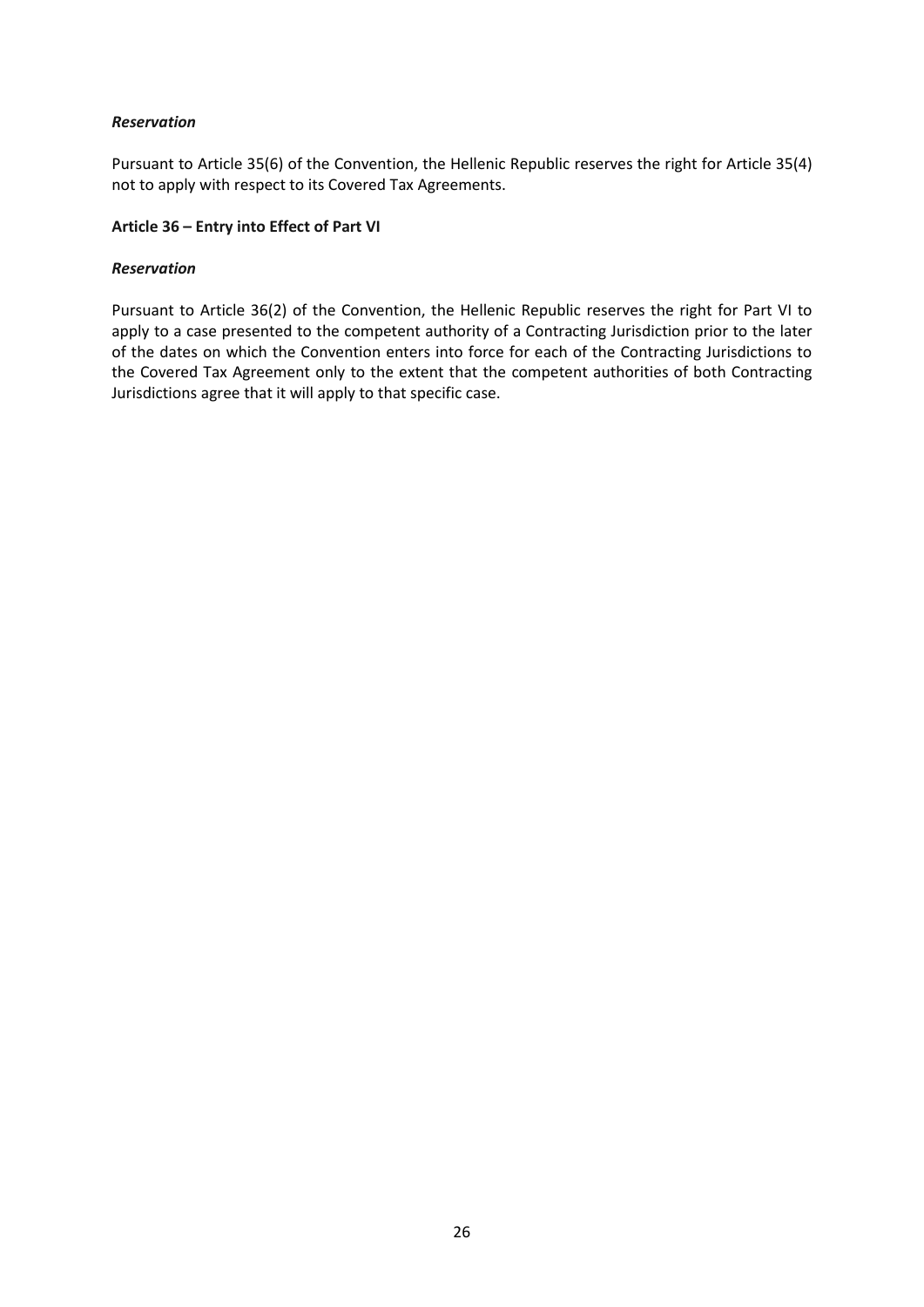***Reservation***

Pursuant to Article 35(6) of the Convention, the Hellenic Republic reserves the right for Article 35(4) not to apply with respect to its Covered Tax Agreements.

**Article 36 – Entry into Effect of Part VI**

***Reservation***

Pursuant to Article 36(2) of the Convention, the Hellenic Republic reserves the right for Part VI to apply to a case presented to the competent authority of a Contracting Jurisdiction prior to the later of the dates on which the Convention enters into force for each of the Contracting Jurisdictions to the Covered Tax Agreement only to the extent that the competent authorities of both Contracting Jurisdictions agree that it will apply to that specific case.